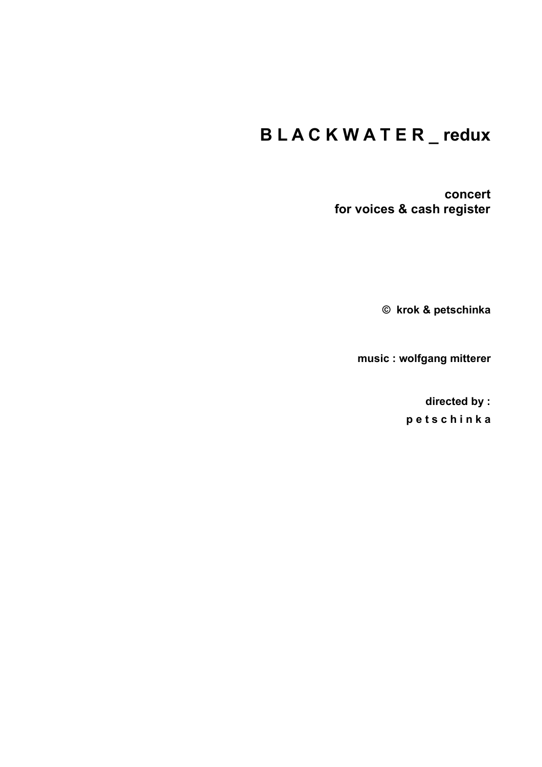# B L A C K W A T E R _ redux

**concert**
**for voices & cash register**

**© krok & petschinka**

**music : wolfgang mitterer**

**directed by :**
**p e t s c h i n k a**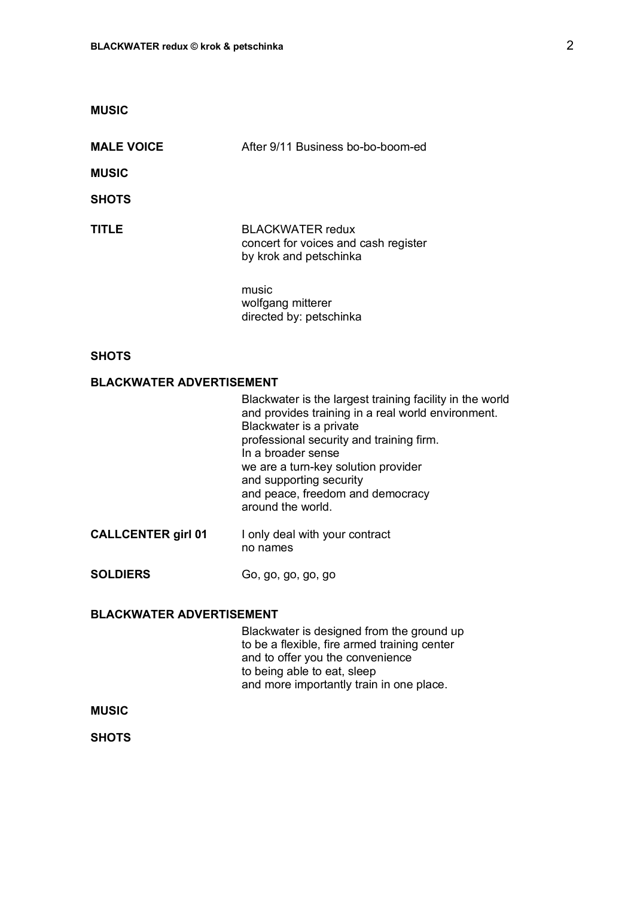**MUSIC**

**MALE VOICE** After 9/11 Business bo-bo-boom-ed

**MUSIC**

**SHOTS**

**TITLE** BLACKWATER redux
concert for voices and cash register
by krok and petschinka

music
wolfgang mitterer
directed by: petschinka

**SHOTS**

**BLACKWATER ADVERTISEMENT**

Blackwater is the largest training facility in the world
and provides training in a real world environment.
Blackwater is a private
professional security and training firm.
In a broader sense
we are a turn-key solution provider
and supporting security
and peace, freedom and democracy
around the world.

**CALLCENTER girl 01** I only deal with your contract
no names

**SOLDIERS** Go, go, go, go, go

**BLACKWATER ADVERTISEMENT**

Blackwater is designed from the ground up
to be a flexible, fire armed training center
and to offer you the convenience
to being able to eat, sleep
and more importantly train in one place.

**MUSIC**

**SHOTS**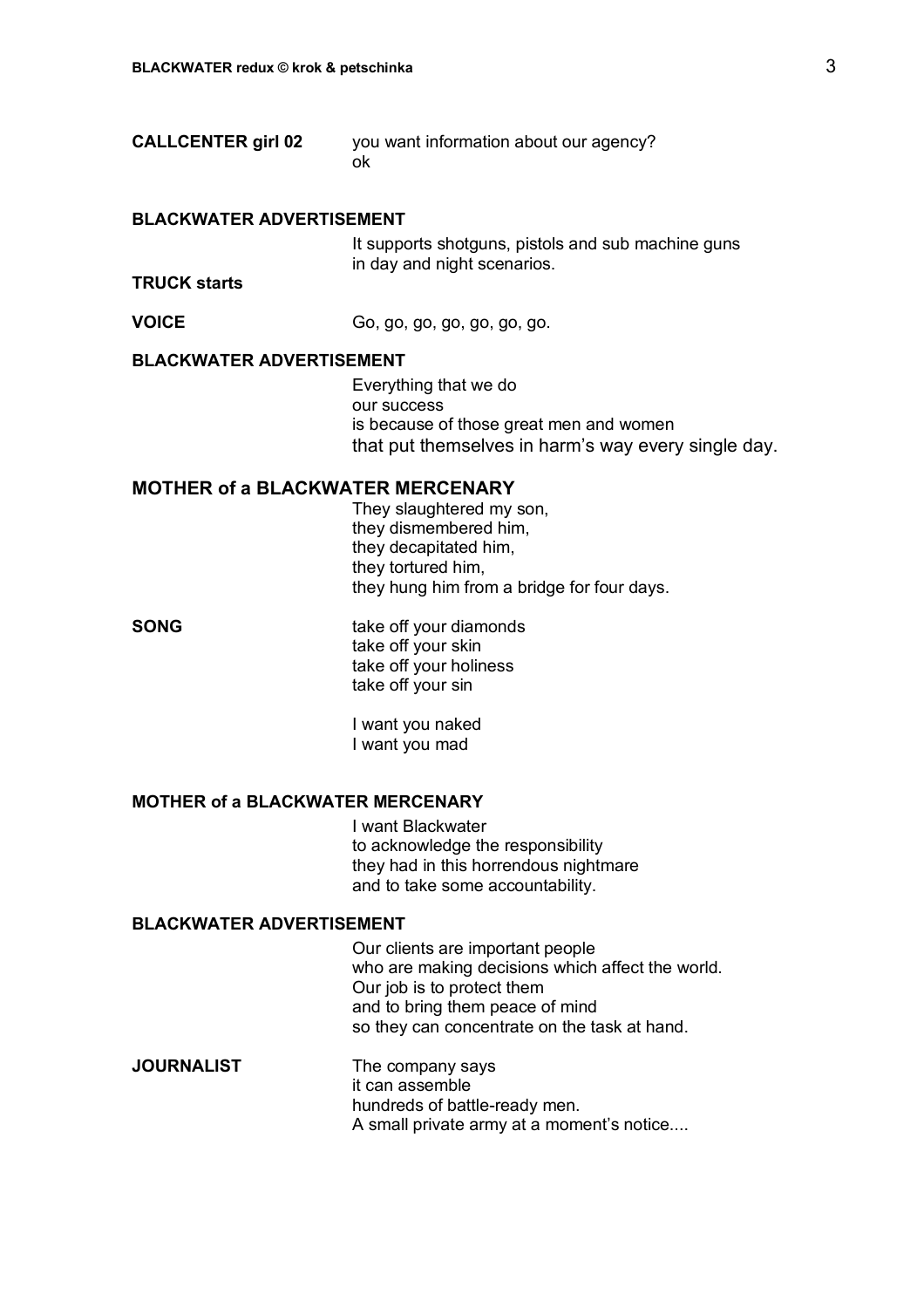**CALLCENTER girl 02** you want information about our agency?
ok

**BLACKWATER ADVERTISEMENT**

It supports shotguns, pistols and sub machine guns
in day and night scenarios.

**TRUCK starts**

**VOICE** Go, go, go, go, go, go, go.

**BLACKWATER ADVERTISEMENT**

Everything that we do
our success
is because of those great men and women
that put themselves in harm's way every single day.

**MOTHER of a BLACKWATER MERCENARY**

They slaughtered my son,
they dismembered him,
they decapitated him,
they tortured him,
they hung him from a bridge for four days.

**SONG** take off your diamonds
take off your skin
take off your holiness
take off your sin

I want you naked
I want you mad

**MOTHER of a BLACKWATER MERCENARY**

I want Blackwater
to acknowledge the responsibility
they had in this horrendous nightmare
and to take some accountability.

**BLACKWATER ADVERTISEMENT**

Our clients are important people
who are making decisions which affect the world.
Our job is to protect them
and to bring them peace of mind
so they can concentrate on the task at hand.

**JOURNALIST** The company says
it can assemble
hundreds of battle-ready men.
A small private army at a moment's notice....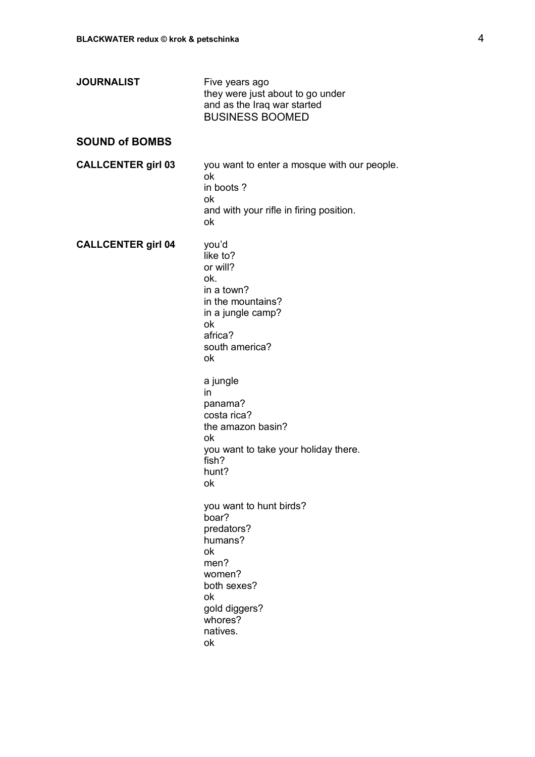**JOURNALIST**

Five years ago
they were just about to go under
and as the Iraq war started
BUSINESS BOOMED

**SOUND of BOMBS**

**CALLCENTER girl 03**

you want to enter a mosque with our people.
ok
in boots ?
ok
and with your rifle in firing position.
ok

**CALLCENTER girl 04**

you'd
like to?
or will?
ok.
in a town?
in the mountains?
in a jungle camp?
ok
africa?
south america?
ok

a jungle
in
panama?
costa rica?
the amazon basin?
ok
you want to take your holiday there.
fish?
hunt?
ok

you want to hunt birds?
boar?
predators?
humans?
ok
men?
women?
both sexes?
ok
gold diggers?
whores?
natives.
ok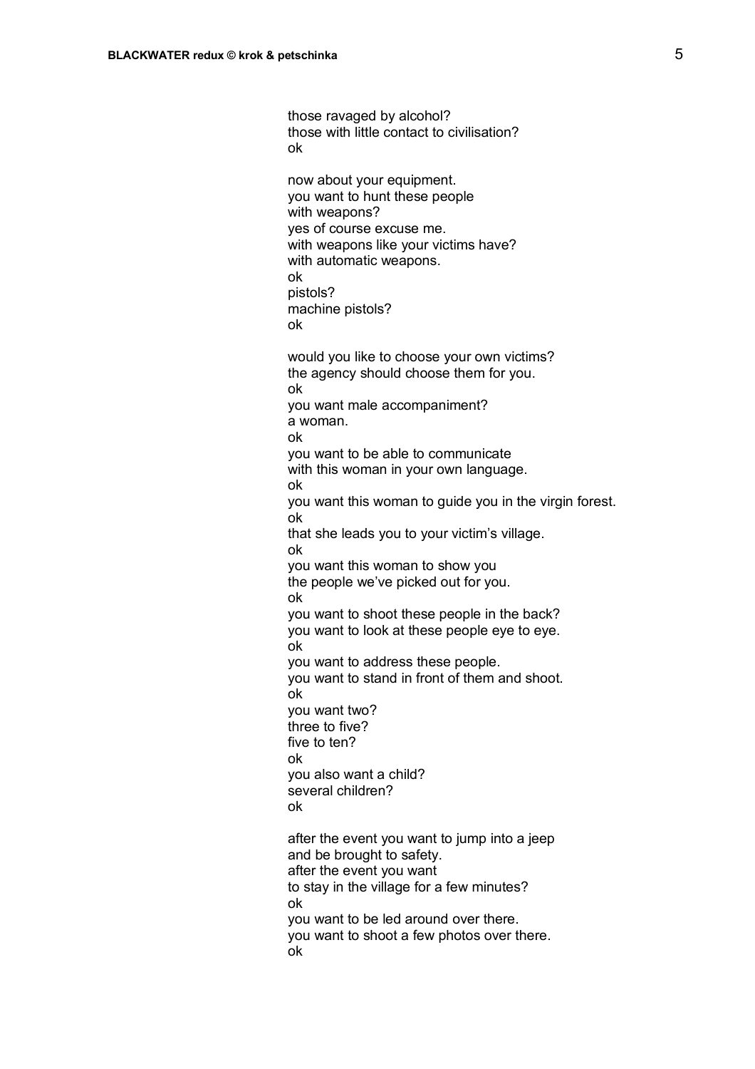those ravaged by alcohol?
those with little contact to civilisation?
ok

now about your equipment.
you want to hunt these people
with weapons?
yes of course excuse me.
with weapons like your victims have?
with automatic weapons.
ok
pistols?
machine pistols?
ok

would you like to choose your own victims?
the agency should choose them for you.
ok
you want male accompaniment?
a woman.
ok
you want to be able to communicate
with this woman in your own language.
ok
you want this woman to guide you in the virgin forest.
ok
that she leads you to your victim's village.
ok
you want this woman to show you
the people we've picked out for you.
ok
you want to shoot these people in the back?
you want to look at these people eye to eye.
ok
you want to address these people.
you want to stand in front of them and shoot.
ok
you want two?
three to five?
five to ten?
ok
you also want a child?
several children?
ok

after the event you want to jump into a jeep
and be brought to safety.
after the event you want
to stay in the village for a few minutes?
ok
you want to be led around over there.
you want to shoot a few photos over there.
ok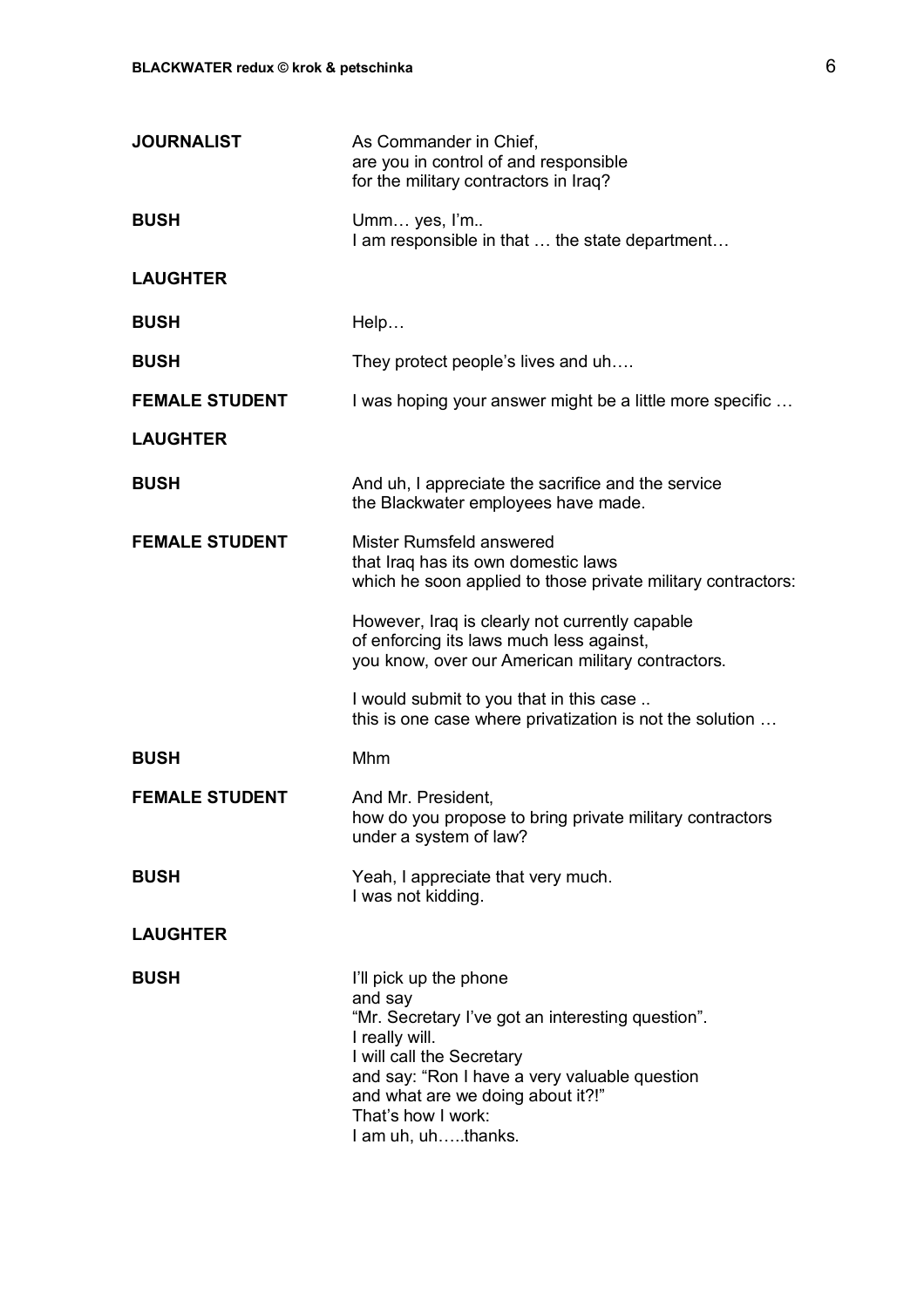**JOURNALIST** As Commander in Chief,
are you in control of and responsible
for the military contractors in Iraq?

**BUSH** Umm… yes, I'm..
I am responsible in that … the state department…

**LAUGHTER**

**BUSH** Help…

**BUSH** They protect people's lives and uh….

**FEMALE STUDENT** I was hoping your answer might be a little more specific …

**LAUGHTER**

**BUSH** And uh, I appreciate the sacrifice and the service
the Blackwater employees have made.

**FEMALE STUDENT** Mister Rumsfeld answered
that Iraq has its own domestic laws
which he soon applied to those private military contractors:

However, Iraq is clearly not currently capable
of enforcing its laws much less against,
you know, over our American military contractors.

I would submit to you that in this case ..
this is one case where privatization is not the solution …

**BUSH** Mhm

**FEMALE STUDENT** And Mr. President,
how do you propose to bring private military contractors
under a system of law?

**BUSH** Yeah, I appreciate that very much.
I was not kidding.

**LAUGHTER**

**BUSH** I'll pick up the phone
and say
"Mr. Secretary I've got an interesting question".
I really will.
I will call the Secretary
and say: "Ron I have a very valuable question
and what are we doing about it?!"
That's how I work:
I am uh, uh…..thanks.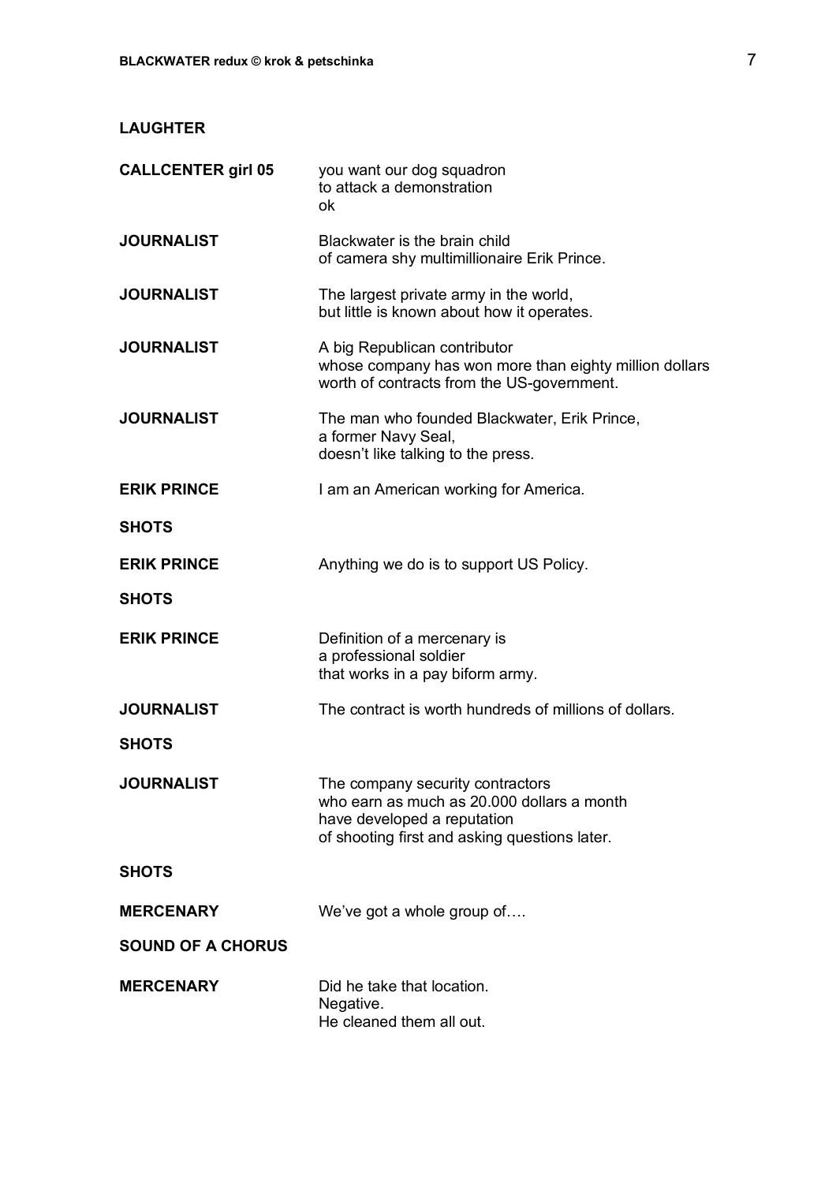**LAUGHTER**

**CALLCENTER girl 05** you want our dog squadron
to attack a demonstration
ok

**JOURNALIST** Blackwater is the brain child
of camera shy multimillionaire Erik Prince.

**JOURNALIST** The largest private army in the world,
but little is known about how it operates.

**JOURNALIST** A big Republican contributor
whose company has won more than eighty million dollars
worth of contracts from the US-government.

**JOURNALIST** The man who founded Blackwater, Erik Prince,
a former Navy Seal,
doesn't like talking to the press.

**ERIK PRINCE** I am an American working for America.

**SHOTS**

**ERIK PRINCE** Anything we do is to support US Policy.

**SHOTS**

**ERIK PRINCE** Definition of a mercenary is
a professional soldier
that works in a pay biform army.

**JOURNALIST** The contract is worth hundreds of millions of dollars.

**SHOTS**

**JOURNALIST** The company security contractors
who earn as much as 20.000 dollars a month
have developed a reputation
of shooting first and asking questions later.

**SHOTS**

**MERCENARY** We've got a whole group of….

**SOUND OF A CHORUS**

**MERCENARY** Did he take that location.
Negative.
He cleaned them all out.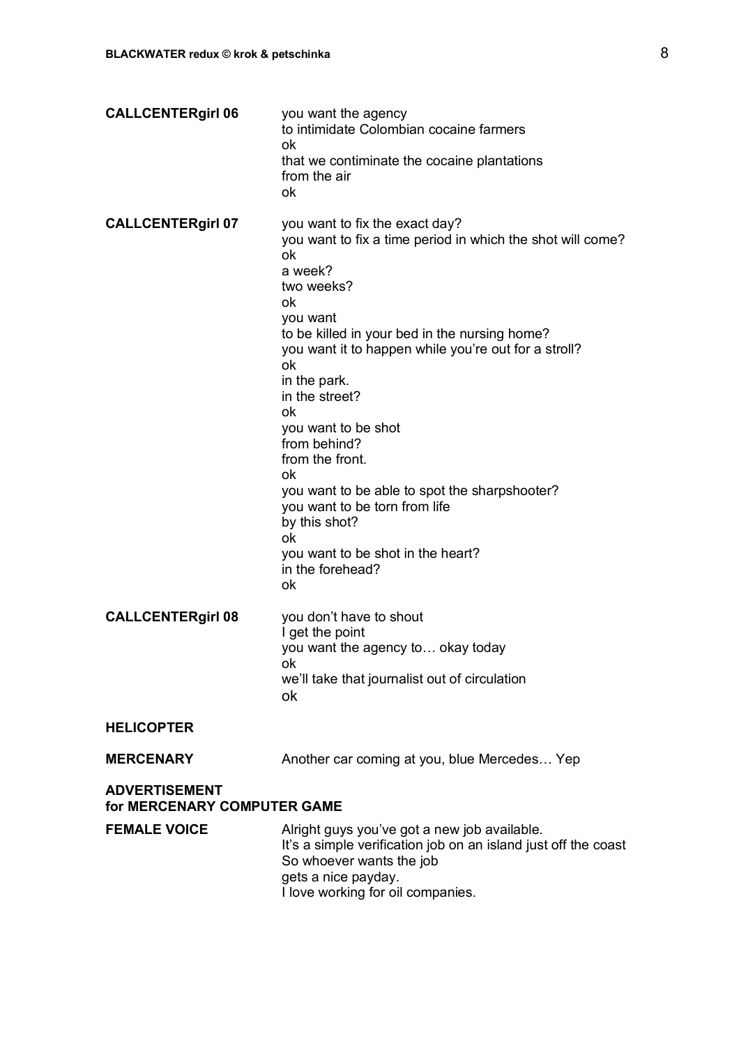**CALLCENTERgirl 06**

you want the agency
to intimidate Colombian cocaine farmers
ok
that we contiminate the cocaine plantations
from the air
ok

**CALLCENTERgirl 07**

you want to fix the exact day?
you want to fix a time period in which the shot will come?
ok
a week?
two weeks?
ok
you want
to be killed in your bed in the nursing home?
you want it to happen while you're out for a stroll?
ok
in the park.
in the street?
ok
you want to be shot
from behind?
from the front.
ok
you want to be able to spot the sharpshooter?
you want to be torn from life
by this shot?
ok
you want to be shot in the heart?
in the forehead?
ok

**CALLCENTERgirl 08**

you don't have to shout
I get the point
you want the agency to… okay today
ok
we'll take that journalist out of circulation
ok

**HELICOPTER**

**MERCENARY**

Another car coming at you, blue Mercedes… Yep

**ADVERTISEMENT**
**for MERCENARY COMPUTER GAME**

**FEMALE VOICE**

Alright guys you've got a new job available.
It's a simple verification job on an island just off the coast
So whoever wants the job
gets a nice payday.
I love working for oil companies.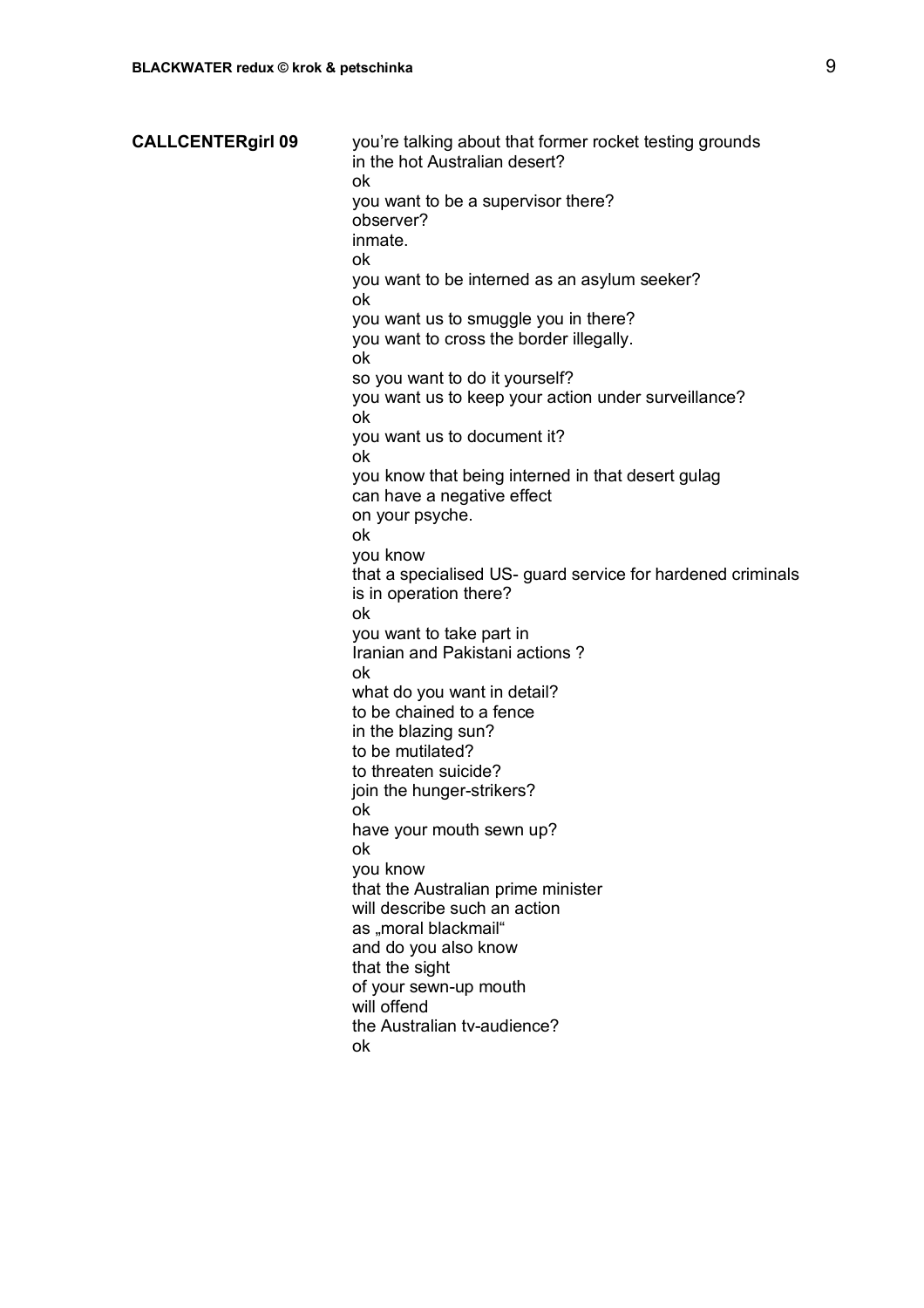**CALLCENTERgirl 09**

you're talking about that former rocket testing grounds
in the hot Australian desert?
ok
you want to be a supervisor there?
observer?
inmate.
ok
you want to be interned as an asylum seeker?
ok
you want us to smuggle you in there?
you want to cross the border illegally.
ok
so you want to do it yourself?
you want us to keep your action under surveillance?
ok
you want us to document it?
ok
you know that being interned in that desert gulag
can have a negative effect
on your psyche.
ok
you know
that a specialised US- guard service for hardened criminals
is in operation there?
ok
you want to take part in
Iranian and Pakistani actions ?
ok
what do you want in detail?
to be chained to a fence
in the blazing sun?
to be mutilated?
to threaten suicide?
join the hunger-strikers?
ok
have your mouth sewn up?
ok
you know
that the Australian prime minister
will describe such an action
as „moral blackmail"
and do you also know
that the sight
of your sewn-up mouth
will offend
the Australian tv-audience?
ok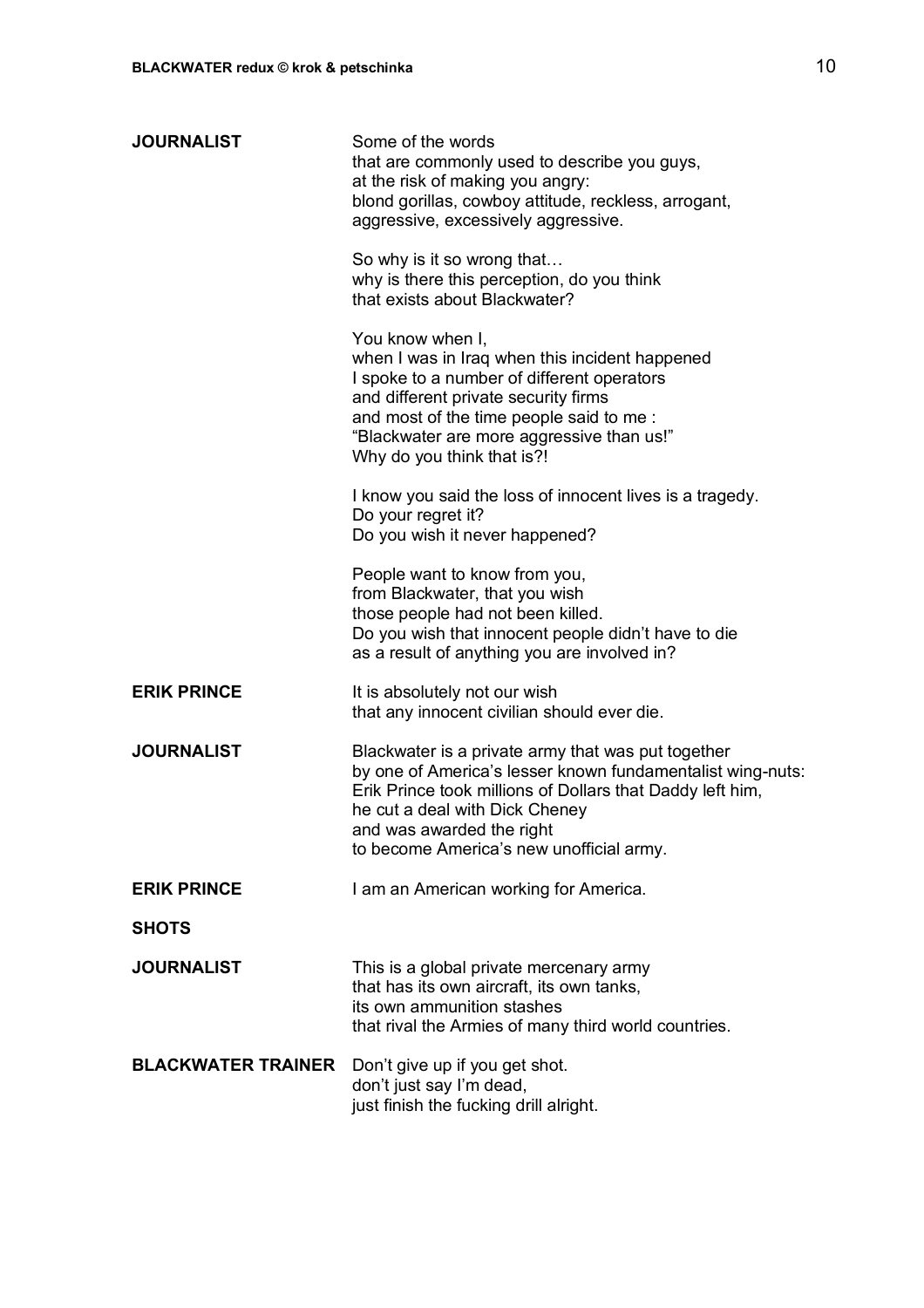**JOURNALIST** Some of the words
that are commonly used to describe you guys,
at the risk of making you angry:
blond gorillas, cowboy attitude, reckless, arrogant,
aggressive, excessively aggressive.

So why is it so wrong that…
why is there this perception, do you think
that exists about Blackwater?

You know when I,
when I was in Iraq when this incident happened
I spoke to a number of different operators
and different private security firms
and most of the time people said to me :
"Blackwater are more aggressive than us!"
Why do you think that is?!

I know you said the loss of innocent lives is a tragedy.
Do your regret it?
Do you wish it never happened?

People want to know from you,
from Blackwater, that you wish
those people had not been killed.
Do you wish that innocent people didn't have to die
as a result of anything you are involved in?

**ERIK PRINCE** It is absolutely not our wish
that any innocent civilian should ever die.

**JOURNALIST** Blackwater is a private army that was put together
by one of America's lesser known fundamentalist wing-nuts:
Erik Prince took millions of Dollars that Daddy left him,
he cut a deal with Dick Cheney
and was awarded the right
to become America's new unofficial army.

**ERIK PRINCE** I am an American working for America.

**SHOTS**

**JOURNALIST** This is a global private mercenary army
that has its own aircraft, its own tanks,
its own ammunition stashes
that rival the Armies of many third world countries.

**BLACKWATER TRAINER** Don't give up if you get shot.
don't just say I'm dead,
just finish the fucking drill alright.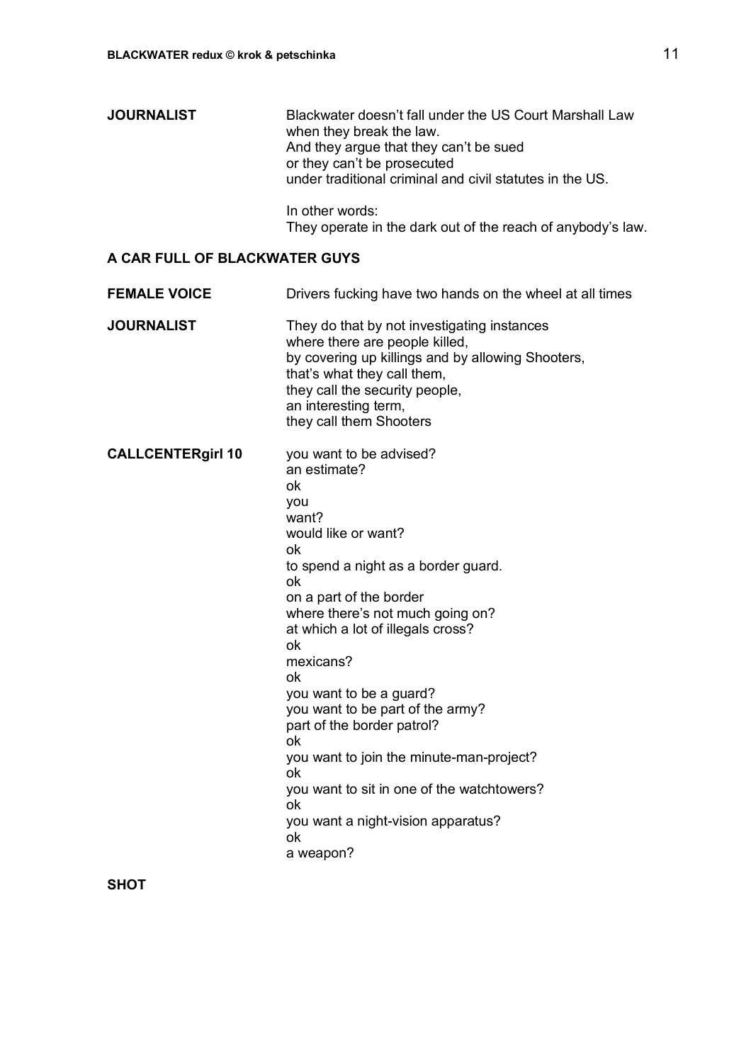**JOURNALIST** Blackwater doesn't fall under the US Court Marshall Law
when they break the law.
And they argue that they can't be sued
or they can't be prosecuted
under traditional criminal and civil statutes in the US.

In other words:
They operate in the dark out of the reach of anybody's law.

**A CAR FULL OF BLACKWATER GUYS**

**FEMALE VOICE** Drivers fucking have two hands on the wheel at all times

**JOURNALIST** They do that by not investigating instances
where there are people killed,
by covering up killings and by allowing Shooters,
that's what they call them,
they call the security people,
an interesting term,
they call them Shooters

**CALLCENTERgirl 10** you want to be advised?
an estimate?
ok
you
want?
would like or want?
ok
to spend a night as a border guard.
ok
on a part of the border
where there's not much going on?
at which a lot of illegals cross?
ok
mexicans?
ok
you want to be a guard?
you want to be part of the army?
part of the border patrol?
ok
you want to join the minute-man-project?
ok
you want to sit in one of the watchtowers?
ok
you want a night-vision apparatus?
ok
a weapon?

**SHOT**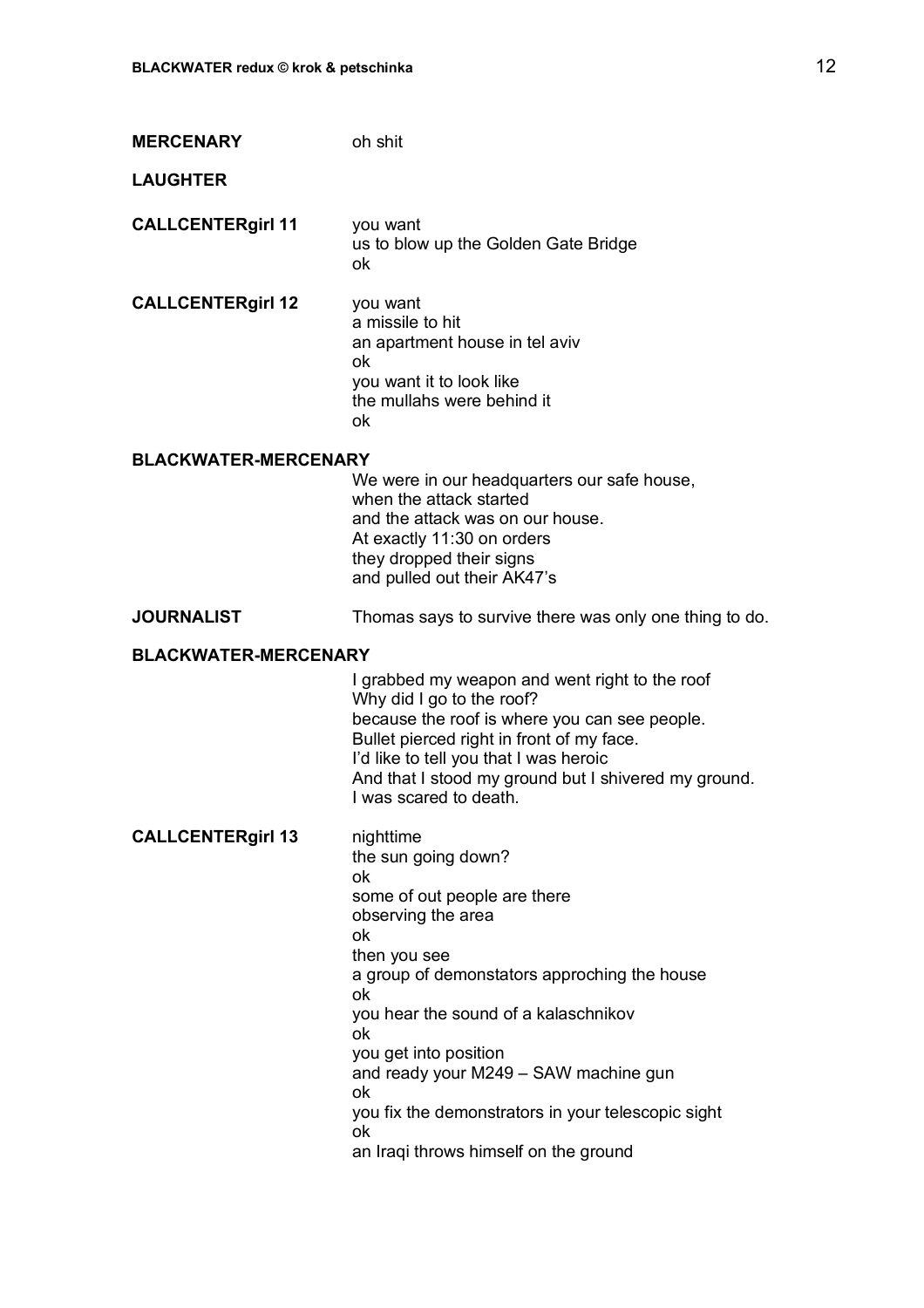**MERCENARY** oh shit

**LAUGHTER**

**CALLCENTERgirl 11** you want
us to blow up the Golden Gate Bridge
ok

**CALLCENTERgirl 12** you want
a missile to hit
an apartment house in tel aviv
ok
you want it to look like
the mullahs were behind it
ok

**BLACKWATER-MERCENARY**
We were in our headquarters our safe house,
when the attack started
and the attack was on our house.
At exactly 11:30 on orders
they dropped their signs
and pulled out their AK47's

**JOURNALIST** Thomas says to survive there was only one thing to do.

**BLACKWATER-MERCENARY**
I grabbed my weapon and went right to the roof
Why did I go to the roof?
because the roof is where you can see people.
Bullet pierced right in front of my face.
I'd like to tell you that I was heroic
And that I stood my ground but I shivered my ground.
I was scared to death.

**CALLCENTERgirl 13** nighttime
the sun going down?
ok
some of out people are there
observing the area
ok
then you see
a group of demonstators approching the house
ok
you hear the sound of a kalaschnikov
ok
you get into position
and ready your M249 – SAW machine gun
ok
you fix the demonstrators in your telescopic sight
ok
an Iraqi throws himself on the ground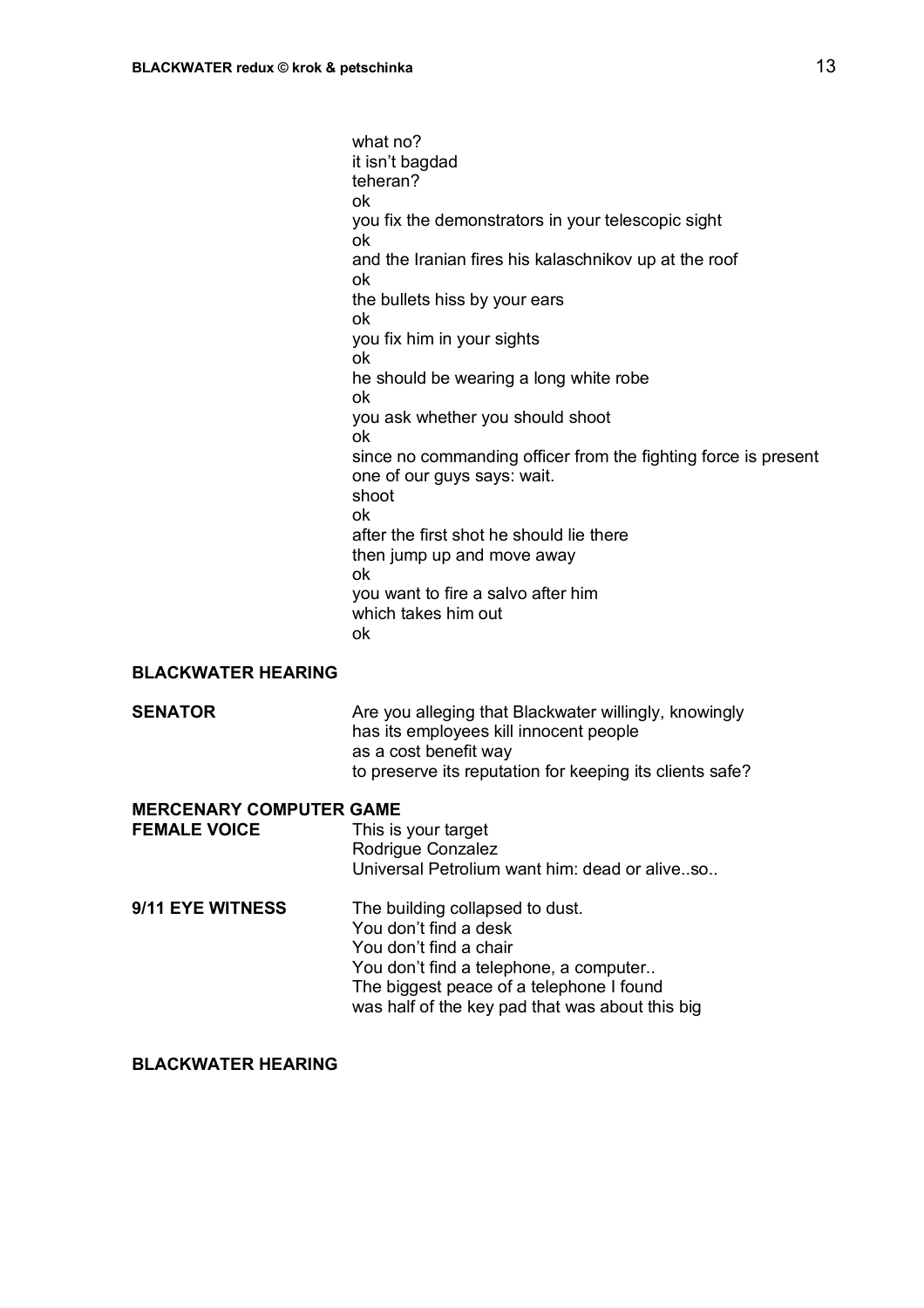what no?
it isn't bagdad
teheran?
ok
you fix the demonstrators in your telescopic sight
ok
and the Iranian fires his kalaschnikov up at the roof
ok
the bullets hiss by your ears
ok
you fix him in your sights
ok
he should be wearing a long white robe
ok
you ask whether you should shoot
ok
since no commanding officer from the fighting force is present
one of our guys says: wait.
shoot
ok
after the first shot he should lie there
then jump up and move away
ok
you want to fire a salvo after him
which takes him out
ok

**BLACKWATER HEARING**

**SENATOR**

Are you alleging that Blackwater willingly, knowingly
has its employees kill innocent people
as a cost benefit way
to preserve its reputation for keeping its clients safe?

**MERCENARY COMPUTER GAME**

**FEMALE VOICE**

This is your target
Rodrigue Conzalez
Universal Petrolium want him: dead or alive..so..

**9/11 EYE WITNESS**

The building collapsed to dust.
You don't find a desk
You don't find a chair
You don't find a telephone, a computer..
The biggest peace of a telephone I found
was half of the key pad that was about this big

**BLACKWATER HEARING**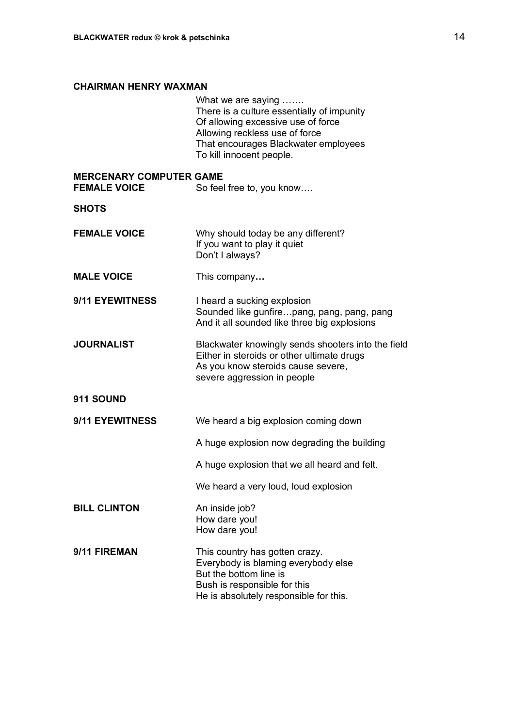**CHAIRMAN HENRY WAXMAN**

What we are saying …….
There is a culture essentially of impunity
Of allowing excessive use of force
Allowing reckless use of force
That encourages Blackwater employees
To kill innocent people.

**MERCENARY COMPUTER GAME**

**FEMALE VOICE** So feel free to, you know….

**SHOTS**

**FEMALE VOICE** Why should today be any different?
If you want to play it quiet
Don't I always?

**MALE VOICE** This company**…**

**9/11 EYEWITNESS** I heard a sucking explosion
Sounded like gunfire…pang, pang, pang, pang
And it all sounded like three big explosions

**JOURNALIST** Blackwater knowingly sends shooters into the field
Either in steroids or other ultimate drugs
As you know steroids cause severe,
severe aggression in people

**911 SOUND**

**9/11 EYEWITNESS** We heard a big explosion coming down

A huge explosion now degrading the building

A huge explosion that we all heard and felt.

We heard a very loud, loud explosion

**BILL CLINTON** An inside job?
How dare you!
How dare you!

**9/11 FIREMAN** This country has gotten crazy.
Everybody is blaming everybody else
But the bottom line is
Bush is responsible for this
He is absolutely responsible for this.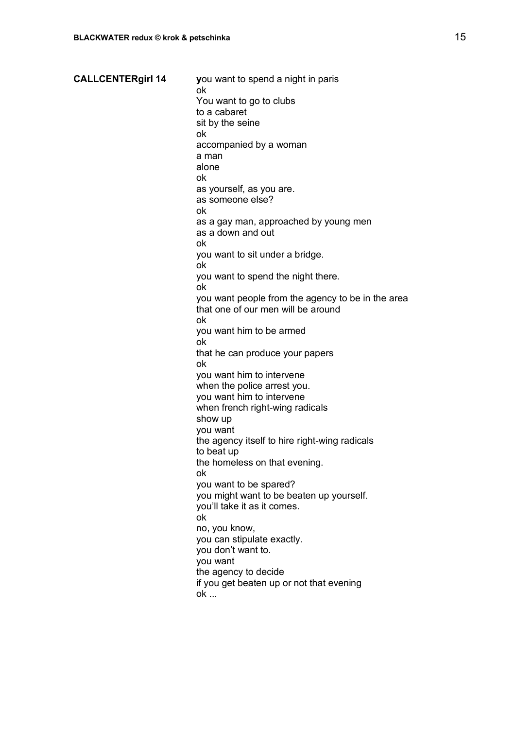**CALLCENTERgirl 14**

**y**ou want to spend a night in paris
ok
You want to go to clubs
to a cabaret
sit by the seine
ok
accompanied by a woman
a man
alone
ok
as yourself, as you are.
as someone else?
ok
as a gay man, approached by young men
as a down and out
ok
you want to sit under a bridge.
ok
you want to spend the night there.
ok
you want people from the agency to be in the area
that one of our men will be around
ok
you want him to be armed
ok
that he can produce your papers
ok
you want him to intervene
when the police arrest you.
you want him to intervene
when french right-wing radicals
show up
you want
the agency itself to hire right-wing radicals
to beat up
the homeless on that evening.
ok
you want to be spared?
you might want to be beaten up yourself.
you'll take it as it comes.
ok
no, you know,
you can stipulate exactly.
you don't want to.
you want
the agency to decide
if you get beaten up or not that evening
ok ...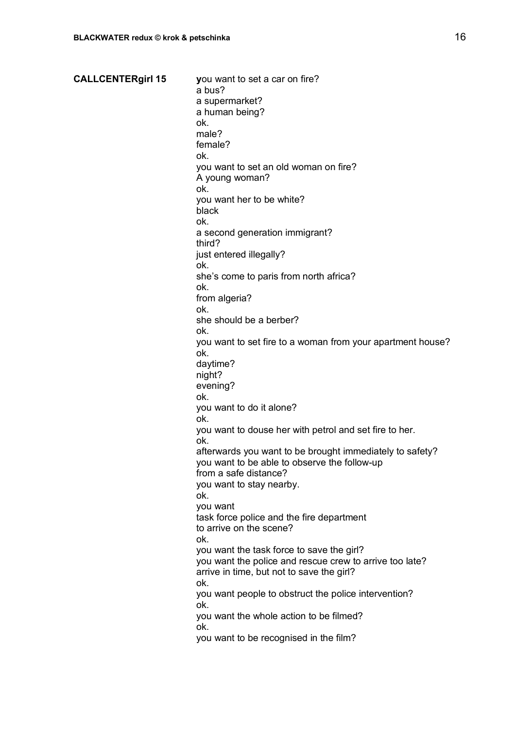**CALLCENTERgirl 15**

**y**ou want to set a car on fire?
a bus?
a supermarket?
a human being?
ok.
male?
female?
ok.
you want to set an old woman on fire?
A young woman?
ok.
you want her to be white?
black
ok.
a second generation immigrant?
third?
just entered illegally?
ok.
she's come to paris from north africa?
ok.
from algeria?
ok.
she should be a berber?
ok.
you want to set fire to a woman from your apartment house?
ok.
daytime?
night?
evening?
ok.
you want to do it alone?
ok.
you want to douse her with petrol and set fire to her.
ok.
afterwards you want to be brought immediately to safety?
you want to be able to observe the follow-up
from a safe distance?
you want to stay nearby.
ok.
you want
task force police and the fire department
to arrive on the scene?
ok.
you want the task force to save the girl?
you want the police and rescue crew to arrive too late?
arrive in time, but not to save the girl?
ok.
you want people to obstruct the police intervention?
ok.
you want the whole action to be filmed?
ok.
you want to be recognised in the film?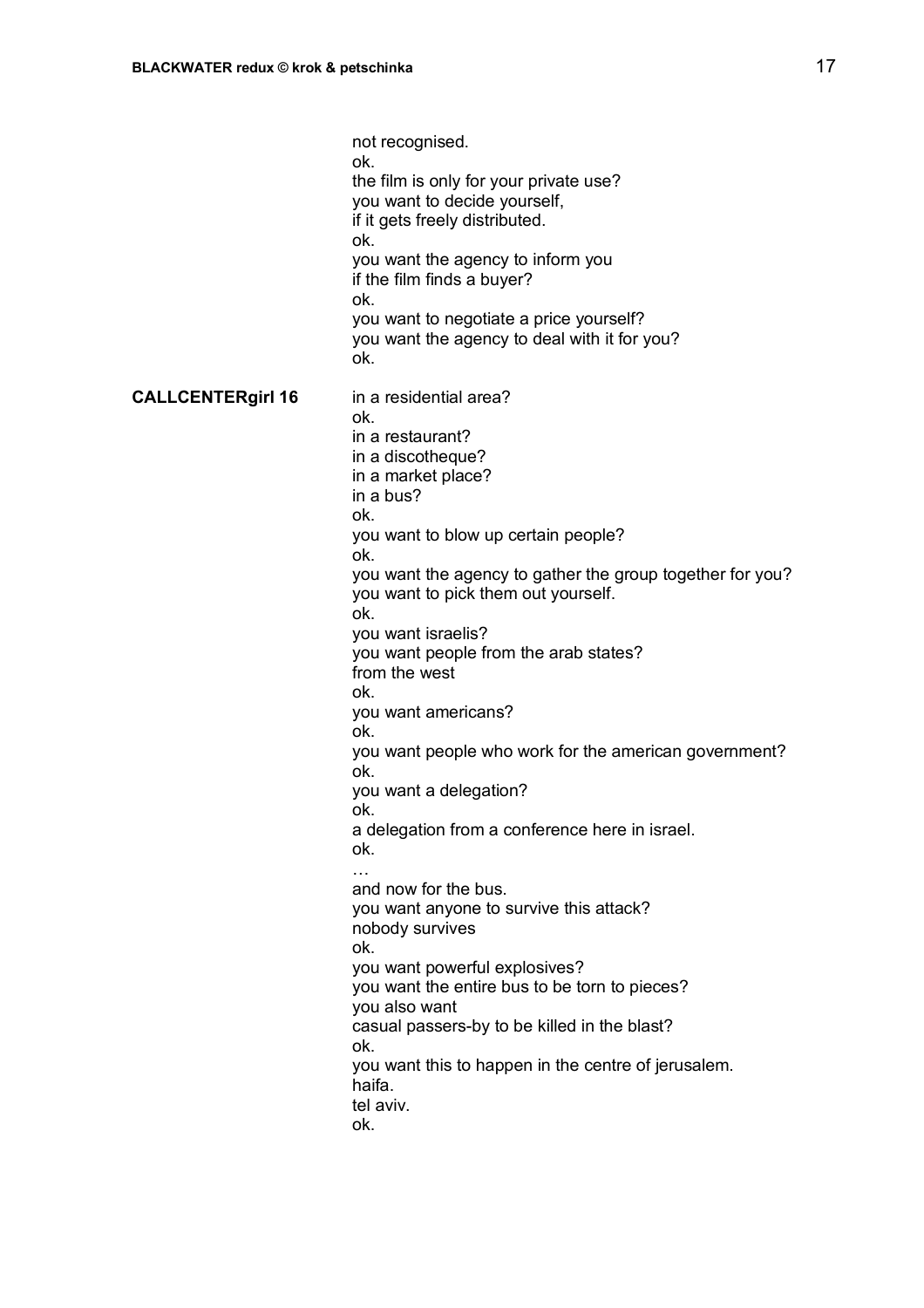not recognised.
ok.
the film is only for your private use?
you want to decide yourself,
if it gets freely distributed.
ok.
you want the agency to inform you
if the film finds a buyer?
ok.
you want to negotiate a price yourself?
you want the agency to deal with it for you?
ok.

**CALLCENTERgirl 16**

in a residential area?
ok.
in a restaurant?
in a discotheque?
in a market place?
in a bus?
ok.
you want to blow up certain people?
ok.
you want the agency to gather the group together for you?
you want to pick them out yourself.
ok.
you want israelis?
you want people from the arab states?
from the west
ok.
you want americans?
ok.
you want people who work for the american government?
ok.
you want a delegation?
ok.
a delegation from a conference here in israel.
ok.
…
and now for the bus.
you want anyone to survive this attack?
nobody survives
ok.
you want powerful explosives?
you want the entire bus to be torn to pieces?
you also want
casual passers-by to be killed in the blast?
ok.
you want this to happen in the centre of jerusalem.
haifa.
tel aviv.
ok.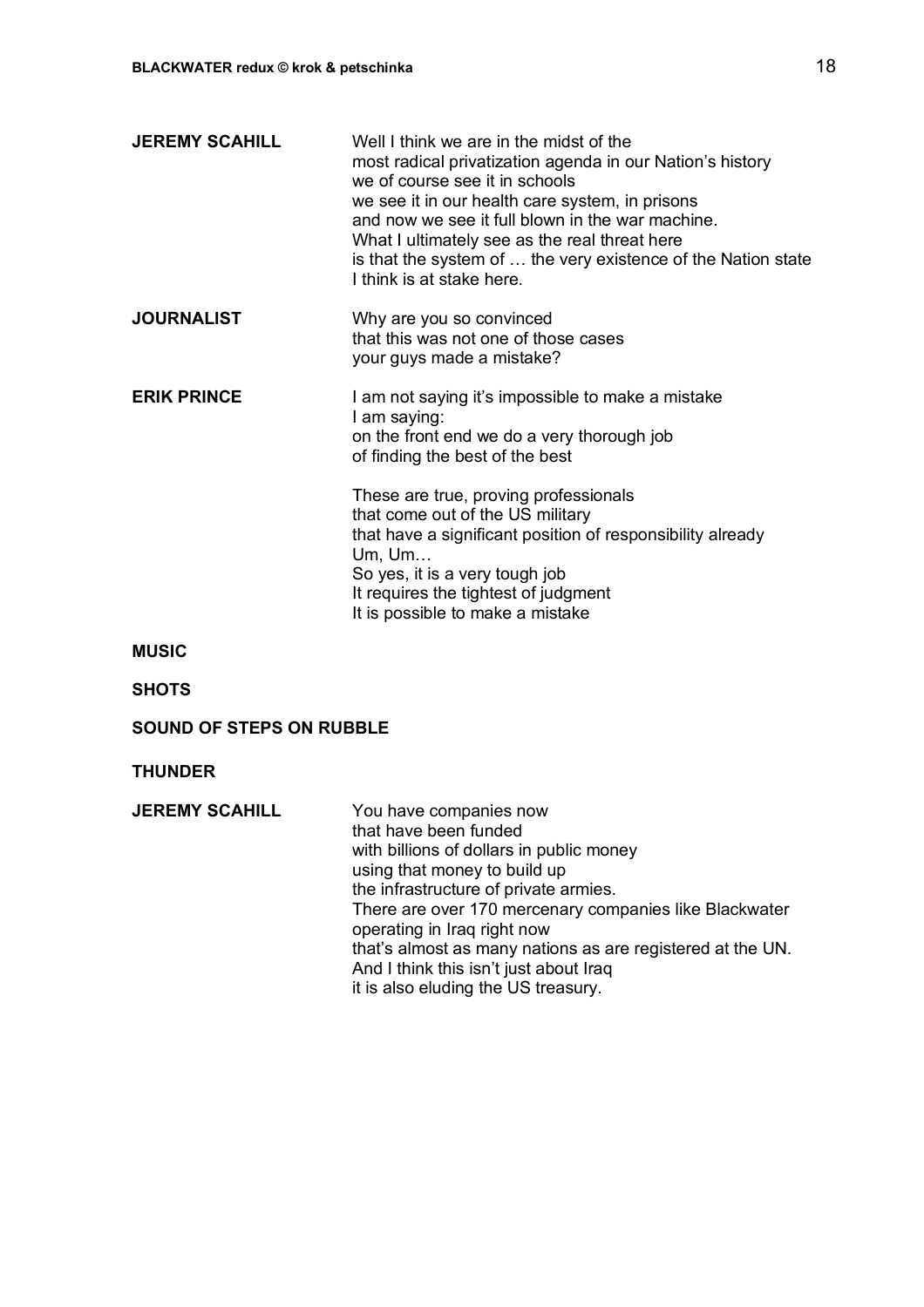**JEREMY SCAHILL** Well I think we are in the midst of the
most radical privatization agenda in our Nation's history
we of course see it in schools
we see it in our health care system, in prisons
and now we see it full blown in the war machine.
What I ultimately see as the real threat here
is that the system of … the very existence of the Nation state
I think is at stake here.

**JOURNALIST** Why are you so convinced
that this was not one of those cases
your guys made a mistake?

**ERIK PRINCE** I am not saying it's impossible to make a mistake
I am saying:
on the front end we do a very thorough job
of finding the best of the best

These are true, proving professionals
that come out of the US military
that have a significant position of responsibility already
Um, Um…
So yes, it is a very tough job
It requires the tightest of judgment
It is possible to make a mistake

**MUSIC**

**SHOTS**

**SOUND OF STEPS ON RUBBLE**

**THUNDER**

**JEREMY SCAHILL** You have companies now
that have been funded
with billions of dollars in public money
using that money to build up
the infrastructure of private armies.
There are over 170 mercenary companies like Blackwater
operating in Iraq right now
that's almost as many nations as are registered at the UN.
And I think this isn't just about Iraq
it is also eluding the US treasury.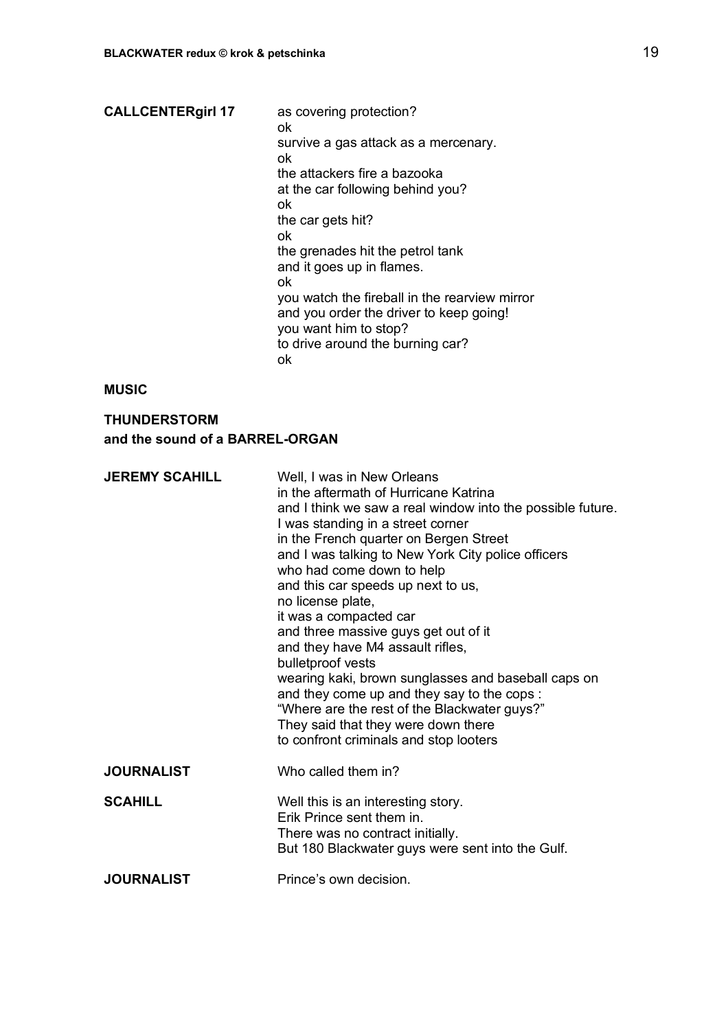**CALLCENTERgirl 17** as covering protection?
ok
survive a gas attack as a mercenary.
ok
the attackers fire a bazooka
at the car following behind you?
ok
the car gets hit?
ok
the grenades hit the petrol tank
and it goes up in flames.
ok
you watch the fireball in the rearview mirror
and you order the driver to keep going!
you want him to stop?
to drive around the burning car?
ok

**MUSIC**

**THUNDERSTORM**
**and the sound of a BARREL-ORGAN**

**JEREMY SCAHILL** Well, I was in New Orleans
in the aftermath of Hurricane Katrina
and I think we saw a real window into the possible future.
I was standing in a street corner
in the French quarter on Bergen Street
and I was talking to New York City police officers
who had come down to help
and this car speeds up next to us,
no license plate,
it was a compacted car
and three massive guys get out of it
and they have M4 assault rifles,
bulletproof vests
wearing kaki, brown sunglasses and baseball caps on
and they come up and they say to the cops :
"Where are the rest of the Blackwater guys?"
They said that they were down there
to confront criminals and stop looters

**JOURNALIST** Who called them in?

**SCAHILL** Well this is an interesting story.
Erik Prince sent them in.
There was no contract initially.
But 180 Blackwater guys were sent into the Gulf.

**JOURNALIST** Prince's own decision.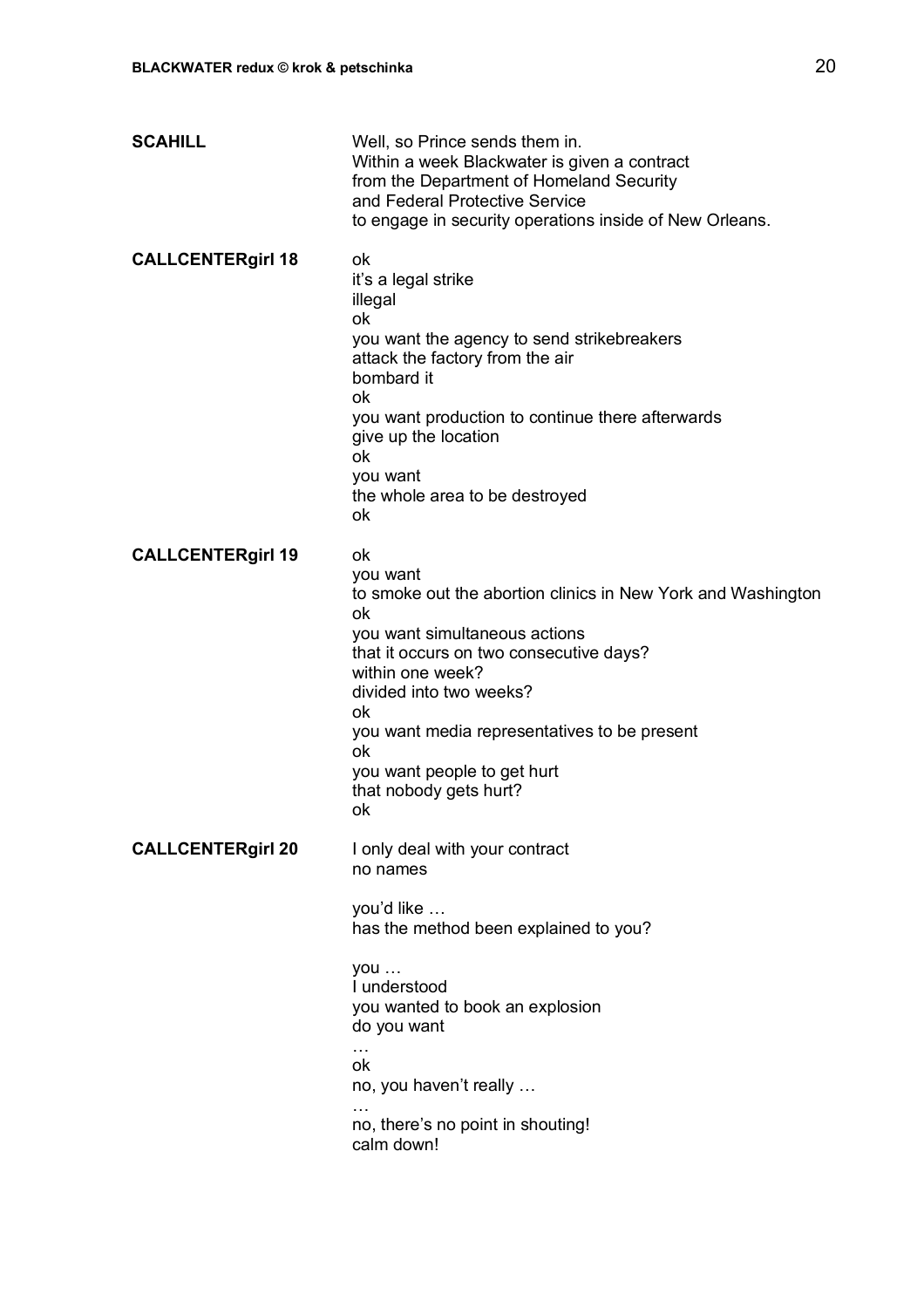**SCAHILL**

Well, so Prince sends them in.
Within a week Blackwater is given a contract
from the Department of Homeland Security
and Federal Protective Service
to engage in security operations inside of New Orleans.

**CALLCENTERgirl 18**

ok
it's a legal strike
illegal
ok
you want the agency to send strikebreakers
attack the factory from the air
bombard it
ok
you want production to continue there afterwards
give up the location
ok
you want
the whole area to be destroyed
ok

**CALLCENTERgirl 19**

ok
you want
to smoke out the abortion clinics in New York and Washington
ok
you want simultaneous actions
that it occurs on two consecutive days?
within one week?
divided into two weeks?
ok
you want media representatives to be present
ok
you want people to get hurt
that nobody gets hurt?
ok

**CALLCENTERgirl 20**

I only deal with your contract
no names

you'd like …
has the method been explained to you?

you …
I understood
you wanted to book an explosion
do you want
…
ok
no, you haven't really …
…
no, there's no point in shouting!
calm down!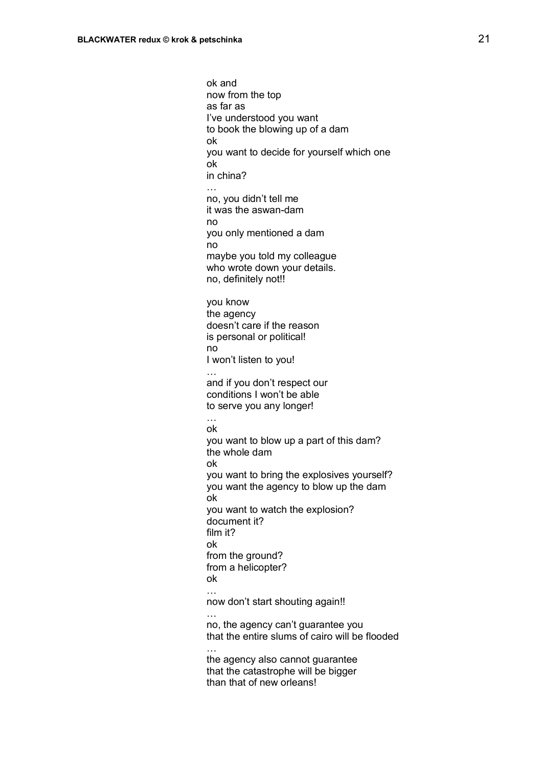ok and  
now from the top  
as far as  
I've understood you want  
to book the blowing up of a dam  
ok  
you want to decide for yourself which one  
ok  
in china?  
…  
no, you didn't tell me  
it was the aswan-dam  
no  
you only mentioned a dam  
no  
maybe you told my colleague  
who wrote down your details.  
no, definitely not!!

you know  
the agency  
doesn't care if the reason  
is personal or political!  
no  
I won't listen to you!  
…  
and if you don't respect our  
conditions I won't be able  
to serve you any longer!  
…  
ok  
you want to blow up a part of this dam?  
the whole dam  
ok  
you want to bring the explosives yourself?  
you want the agency to blow up the dam  
ok  
you want to watch the explosion?  
document it?  
film it?  
ok  
from the ground?  
from a helicopter?  
ok  
…  
now don't start shouting again!!  
…  
no, the agency can't guarantee you  
that the entire slums of cairo will be flooded  
…  
the agency also cannot guarantee  
that the catastrophe will be bigger  
than that of new orleans!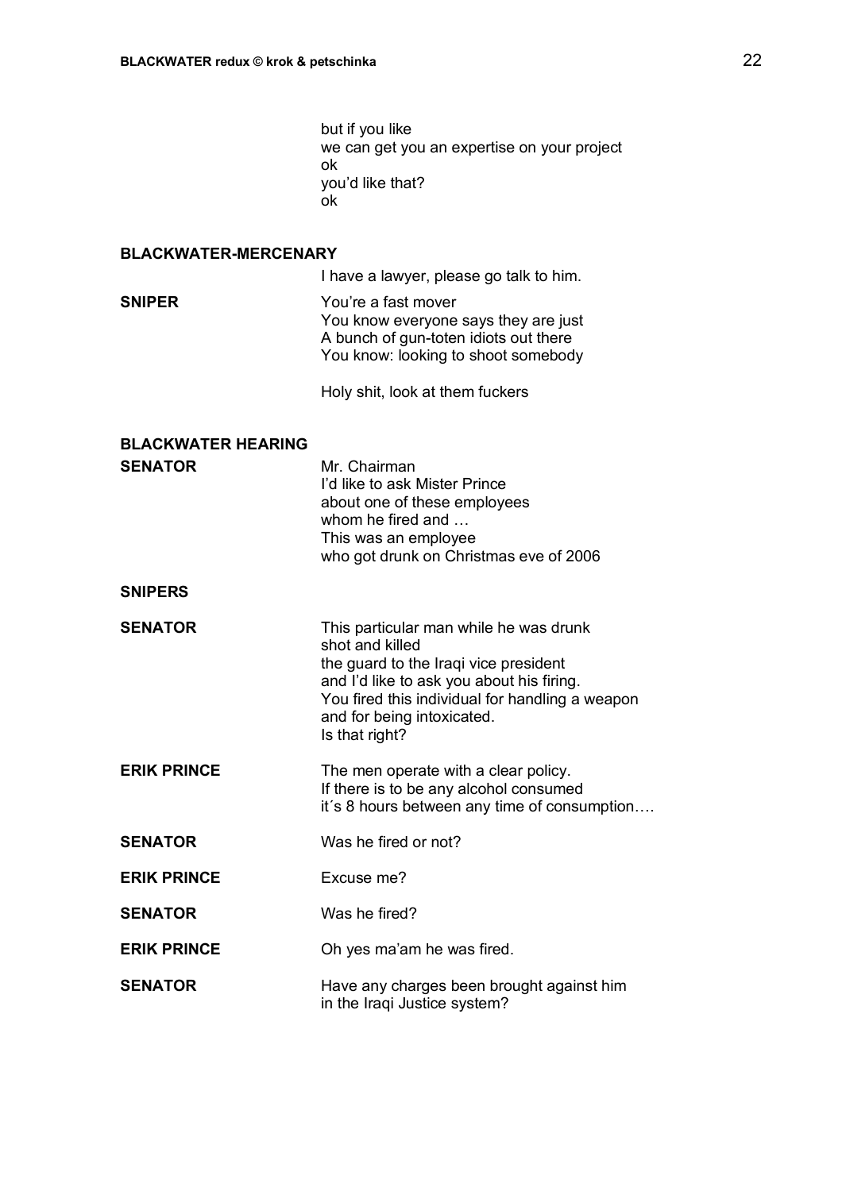but if you like
we can get you an expertise on your project
ok
you'd like that?
ok

**BLACKWATER-MERCENARY**

I have a lawyer, please go talk to him.

**SNIPER**

You're a fast mover
You know everyone says they are just
A bunch of gun-toten idiots out there
You know: looking to shoot somebody

Holy shit, look at them fuckers

**BLACKWATER HEARING**

**SENATOR**

Mr. Chairman
I'd like to ask Mister Prince
about one of these employees
whom he fired and …
This was an employee
who got drunk on Christmas eve of 2006

**SNIPERS**

**SENATOR**

This particular man while he was drunk
shot and killed
the guard to the Iraqi vice president
and I'd like to ask you about his firing.
You fired this individual for handling a weapon
and for being intoxicated.
Is that right?

**ERIK PRINCE**

The men operate with a clear policy.
If there is to be any alcohol consumed
it´s 8 hours between any time of consumption….

**SENATOR**

Was he fired or not?

**ERIK PRINCE**

Excuse me?

**SENATOR**

Was he fired?

**ERIK PRINCE**

Oh yes ma'am he was fired.

**SENATOR**

Have any charges been brought against him
in the Iraqi Justice system?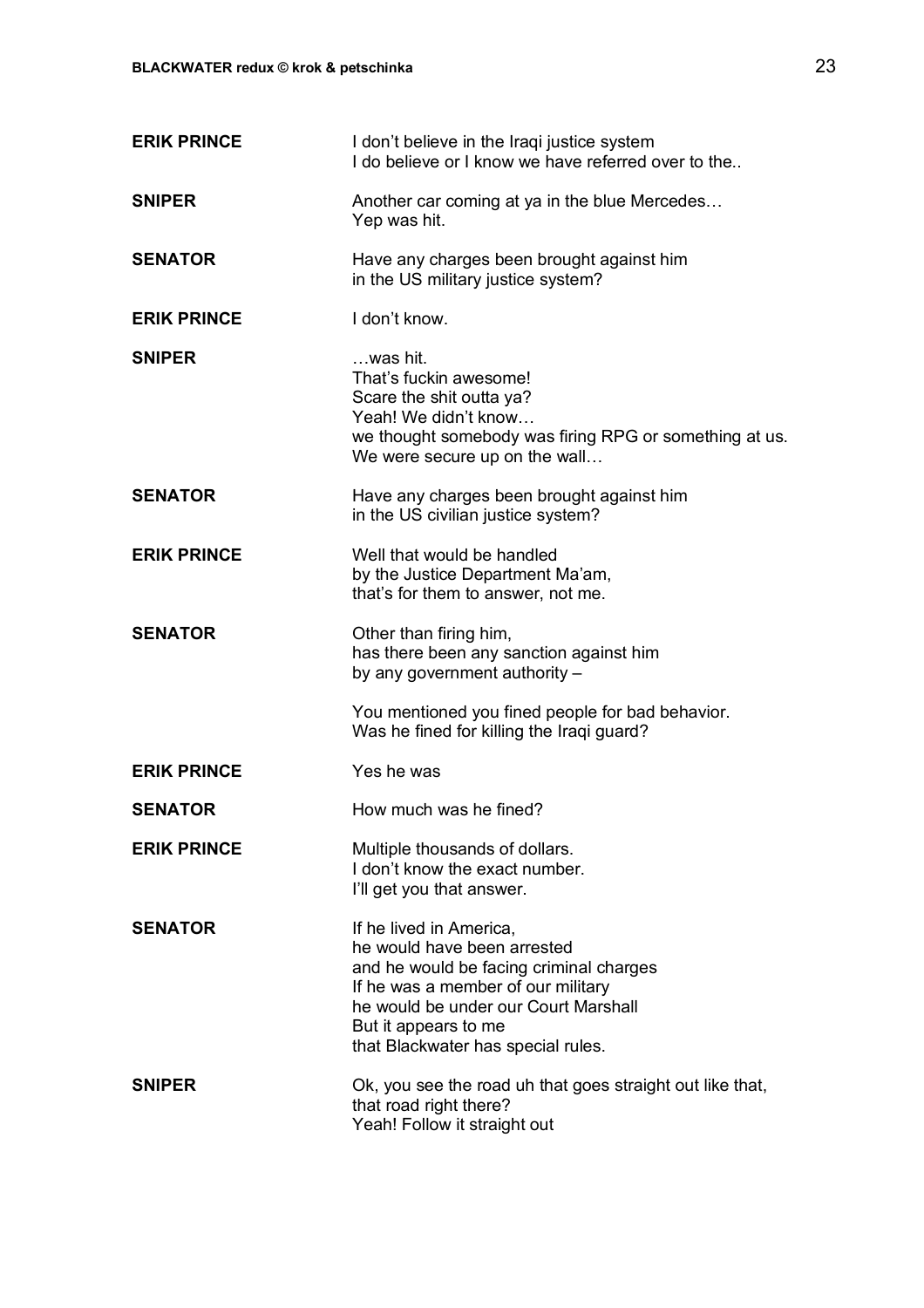**ERIK PRINCE** I don't believe in the Iraqi justice system
I do believe or I know we have referred over to the..

**SNIPER** Another car coming at ya in the blue Mercedes…
Yep was hit.

**SENATOR** Have any charges been brought against him
in the US military justice system?

**ERIK PRINCE** I don't know.

**SNIPER** …was hit.
That's fuckin awesome!
Scare the shit outta ya?
Yeah! We didn't know…
we thought somebody was firing RPG or something at us.
We were secure up on the wall…

**SENATOR** Have any charges been brought against him
in the US civilian justice system?

**ERIK PRINCE** Well that would be handled
by the Justice Department Ma'am,
that's for them to answer, not me.

**SENATOR** Other than firing him,
has there been any sanction against him
by any government authority –

You mentioned you fined people for bad behavior.
Was he fined for killing the Iraqi guard?

**ERIK PRINCE** Yes he was

**SENATOR** How much was he fined?

**ERIK PRINCE** Multiple thousands of dollars.
I don't know the exact number.
I'll get you that answer.

**SENATOR** If he lived in America,
he would have been arrested
and he would be facing criminal charges
If he was a member of our military
he would be under our Court Marshall
But it appears to me
that Blackwater has special rules.

**SNIPER** Ok, you see the road uh that goes straight out like that,
that road right there?
Yeah! Follow it straight out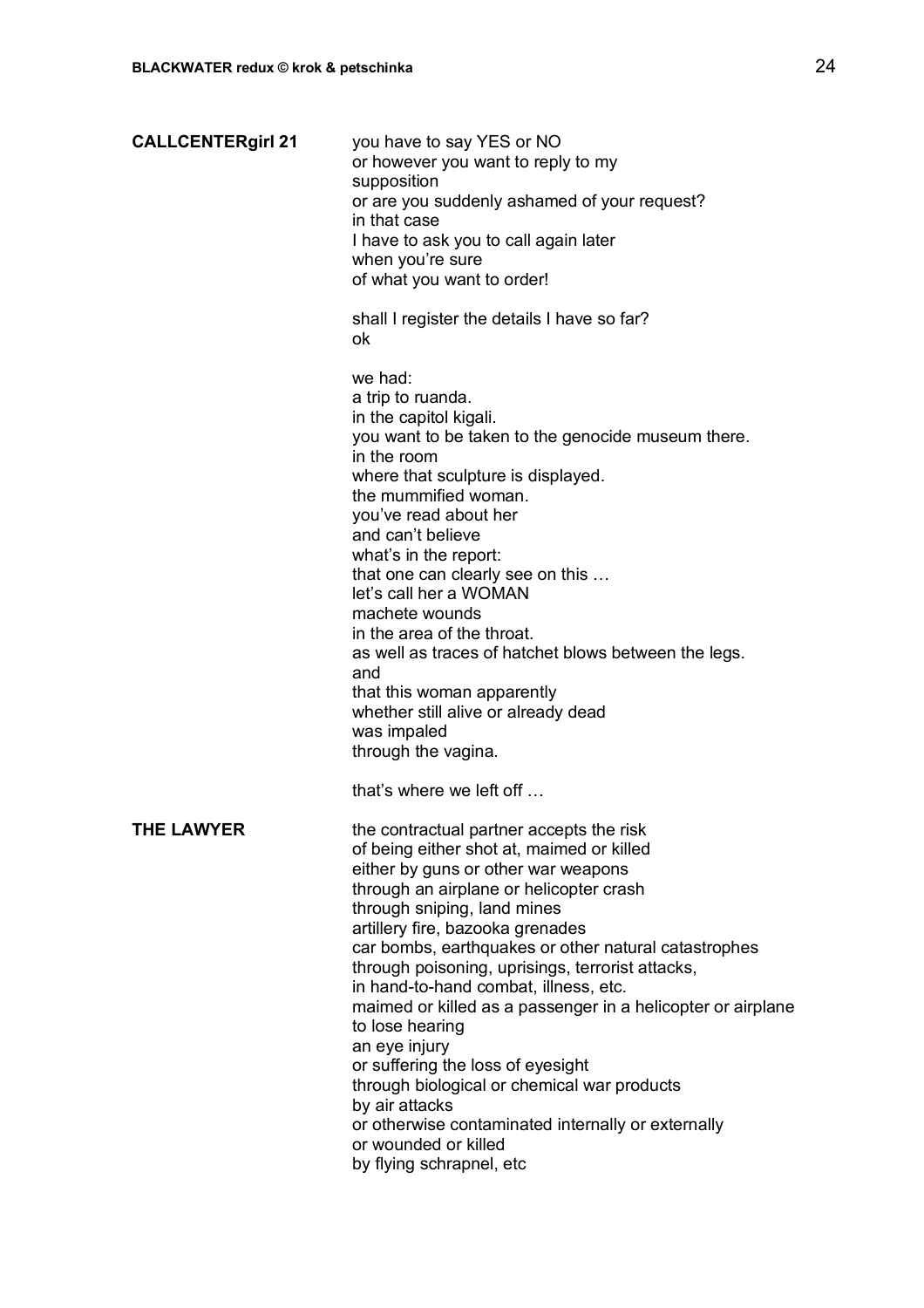**CALLCENTERgirl 21**

you have to say YES or NO
or however you want to reply to my
supposition
or are you suddenly ashamed of your request?
in that case
I have to ask you to call again later
when you're sure
of what you want to order!

shall I register the details I have so far?
ok

we had:
a trip to ruanda.
in the capitol kigali.
you want to be taken to the genocide museum there.
in the room
where that sculpture is displayed.
the mummified woman.
you've read about her
and can't believe
what's in the report:
that one can clearly see on this …
let's call her a WOMAN
machete wounds
in the area of the throat.
as well as traces of hatchet blows between the legs.
and
that this woman apparently
whether still alive or already dead
was impaled
through the vagina.

that's where we left off …

**THE LAWYER**

the contractual partner accepts the risk
of being either shot at, maimed or killed
either by guns or other war weapons
through an airplane or helicopter crash
through sniping, land mines
artillery fire, bazooka grenades
car bombs, earthquakes or other natural catastrophes
through poisoning, uprisings, terrorist attacks,
in hand-to-hand combat, illness, etc.
maimed or killed as a passenger in a helicopter or airplane
to lose hearing
an eye injury
or suffering the loss of eyesight
through biological or chemical war products
by air attacks
or otherwise contaminated internally or externally
or wounded or killed
by flying schrapnel, etc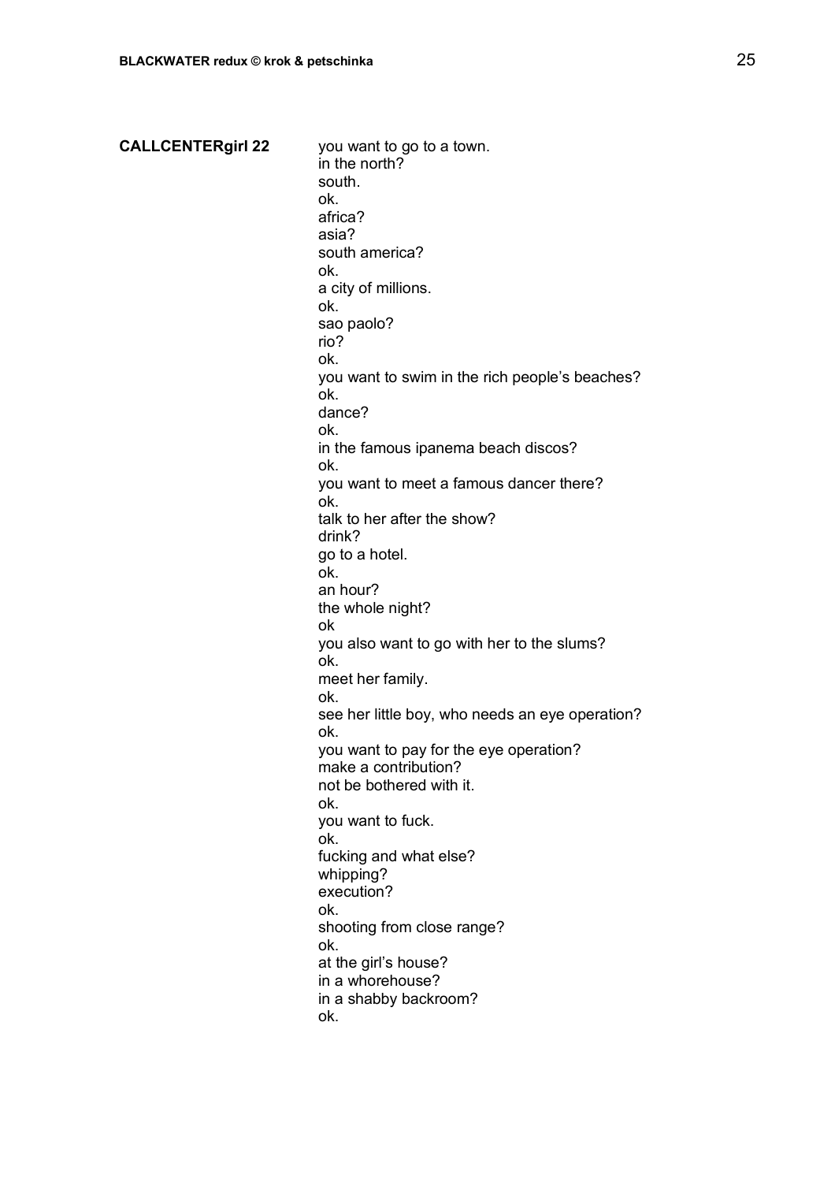**CALLCENTERgirl 22**

you want to go to a town.
in the north?
south.
ok.
africa?
asia?
south america?
ok.
a city of millions.
ok.
sao paolo?
rio?
ok.
you want to swim in the rich people's beaches?
ok.
dance?
ok.
in the famous ipanema beach discos?
ok.
you want to meet a famous dancer there?
ok.
talk to her after the show?
drink?
go to a hotel.
ok.
an hour?
the whole night?
ok
you also want to go with her to the slums?
ok.
meet her family.
ok.
see her little boy, who needs an eye operation?
ok.
you want to pay for the eye operation?
make a contribution?
not be bothered with it.
ok.
you want to fuck.
ok.
fucking and what else?
whipping?
execution?
ok.
shooting from close range?
ok.
at the girl's house?
in a whorehouse?
in a shabby backroom?
ok.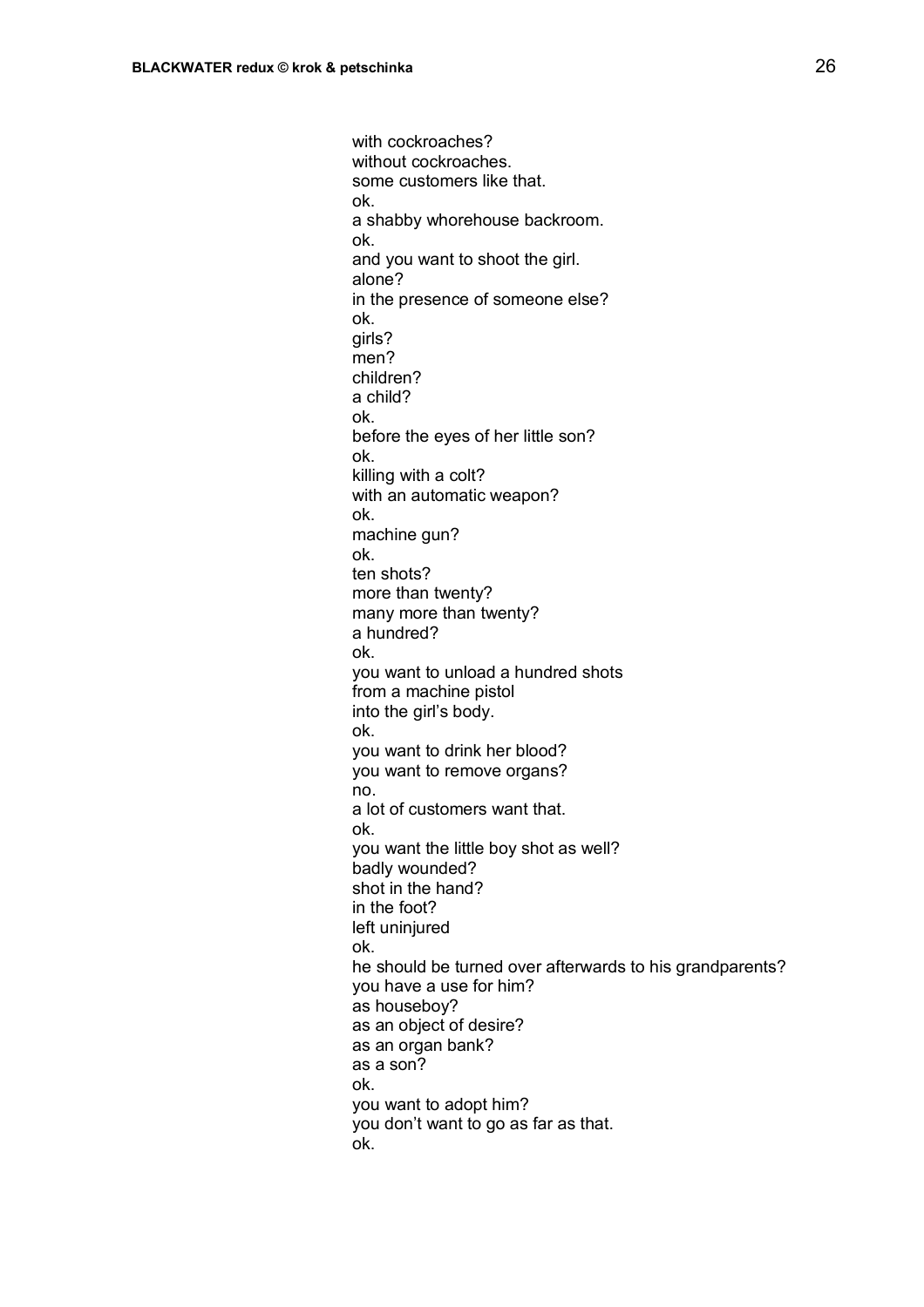with cockroaches?
without cockroaches.
some customers like that.
ok.
a shabby whorehouse backroom.
ok.
and you want to shoot the girl.
alone?
in the presence of someone else?
ok.
girls?
men?
children?
a child?
ok.
before the eyes of her little son?
ok.
killing with a colt?
with an automatic weapon?
ok.
machine gun?
ok.
ten shots?
more than twenty?
many more than twenty?
a hundred?
ok.
you want to unload a hundred shots
from a machine pistol
into the girl's body.
ok.
you want to drink her blood?
you want to remove organs?
no.
a lot of customers want that.
ok.
you want the little boy shot as well?
badly wounded?
shot in the hand?
in the foot?
left uninjured
ok.
he should be turned over afterwards to his grandparents?
you have a use for him?
as houseboy?
as an object of desire?
as an organ bank?
as a son?
ok.
you want to adopt him?
you don't want to go as far as that.
ok.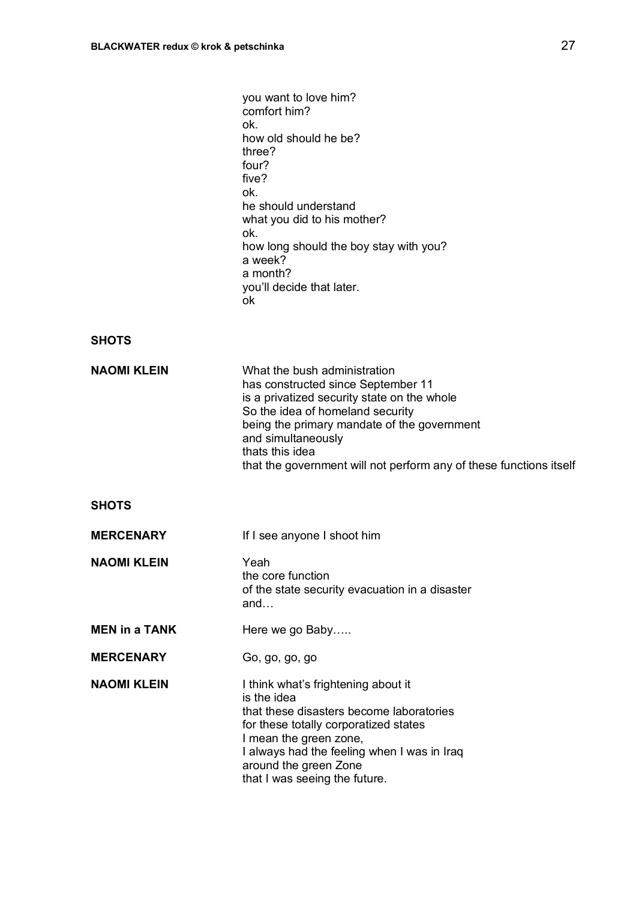you want to love him?
comfort him?
ok.
how old should he be?
three?
four?
five?
ok.
he should understand
what you did to his mother?
ok.
how long should the boy stay with you?
a week?
a month?
you'll decide that later.
ok

**SHOTS**

**NAOMI KLEIN** What the bush administration
has constructed since September 11
is a privatized security state on the whole
So the idea of homeland security
being the primary mandate of the government
and simultaneously
thats this idea
that the government will not perform any of these functions itself

**SHOTS**

**MERCENARY** If I see anyone I shoot him

**NAOMI KLEIN** Yeah
the core function
of the state security evacuation in a disaster
and…

**MEN in a TANK** Here we go Baby…..

**MERCENARY** Go, go, go, go

**NAOMI KLEIN** I think what's frightening about it
is the idea
that these disasters become laboratories
for these totally corporatized states
I mean the green zone,
I always had the feeling when I was in Iraq
around the green Zone
that I was seeing the future.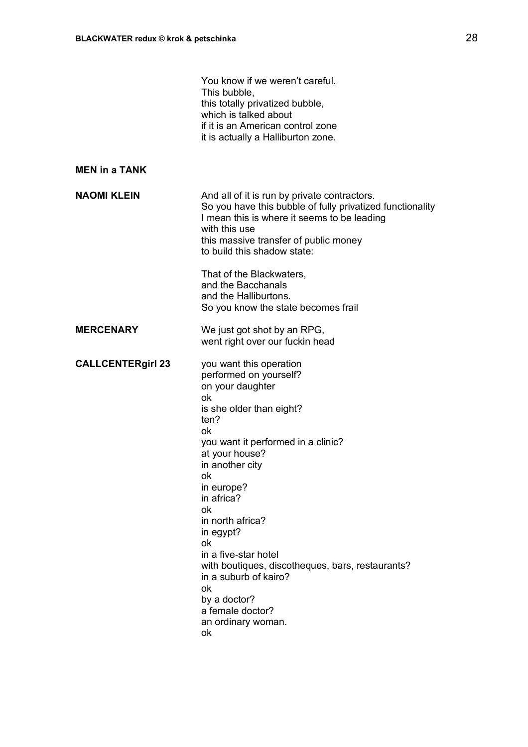You know if we weren't careful.  
This bubble,  
this totally privatized bubble,  
which is talked about  
if it is an American control zone  
it is actually a Halliburton zone.

**MEN in a TANK**

**NAOMI KLEIN**

And all of it is run by private contractors.  
So you have this bubble of fully privatized functionality  
I mean this is where it seems to be leading  
with this use  
this massive transfer of public money  
to build this shadow state:

That of the Blackwaters,  
and the Bacchanals  
and the Halliburtons.  
So you know the state becomes frail

**MERCENARY**

We just got shot by an RPG,  
went right over our fuckin head

**CALLCENTERgirl 23**

you want this operation  
performed on yourself?  
on your daughter  
ok  
is she older than eight?  
ten?  
ok  
you want it performed in a clinic?  
at your house?  
in another city  
ok  
in europe?  
in africa?  
ok  
in north africa?  
in egypt?  
ok  
in a five-star hotel  
with boutiques, discotheques, bars, restaurants?  
in a suburb of kairo?  
ok  
by a doctor?  
a female doctor?  
an ordinary woman.  
ok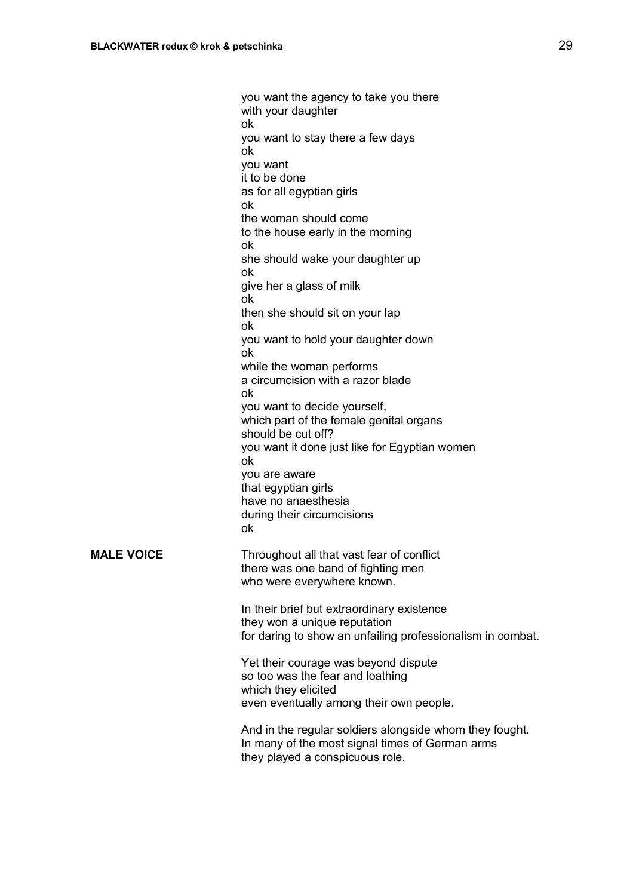you want the agency to take you there
with your daughter
ok
you want to stay there a few days
ok
you want
it to be done
as for all egyptian girls
ok
the woman should come
to the house early in the morning
ok
she should wake your daughter up
ok
give her a glass of milk
ok
then she should sit on your lap
ok
you want to hold your daughter down
ok
while the woman performs
a circumcision with a razor blade
ok
you want to decide yourself,
which part of the female genital organs
should be cut off?
you want it done just like for Egyptian women
ok
you are aware
that egyptian girls
have no anaesthesia
during their circumcisions
ok

**MALE VOICE**

Throughout all that vast fear of conflict
there was one band of fighting men
who were everywhere known.

In their brief but extraordinary existence
they won a unique reputation
for daring to show an unfailing professionalism in combat.

Yet their courage was beyond dispute
so too was the fear and loathing
which they elicited
even eventually among their own people.

And in the regular soldiers alongside whom they fought.
In many of the most signal times of German arms
they played a conspicuous role.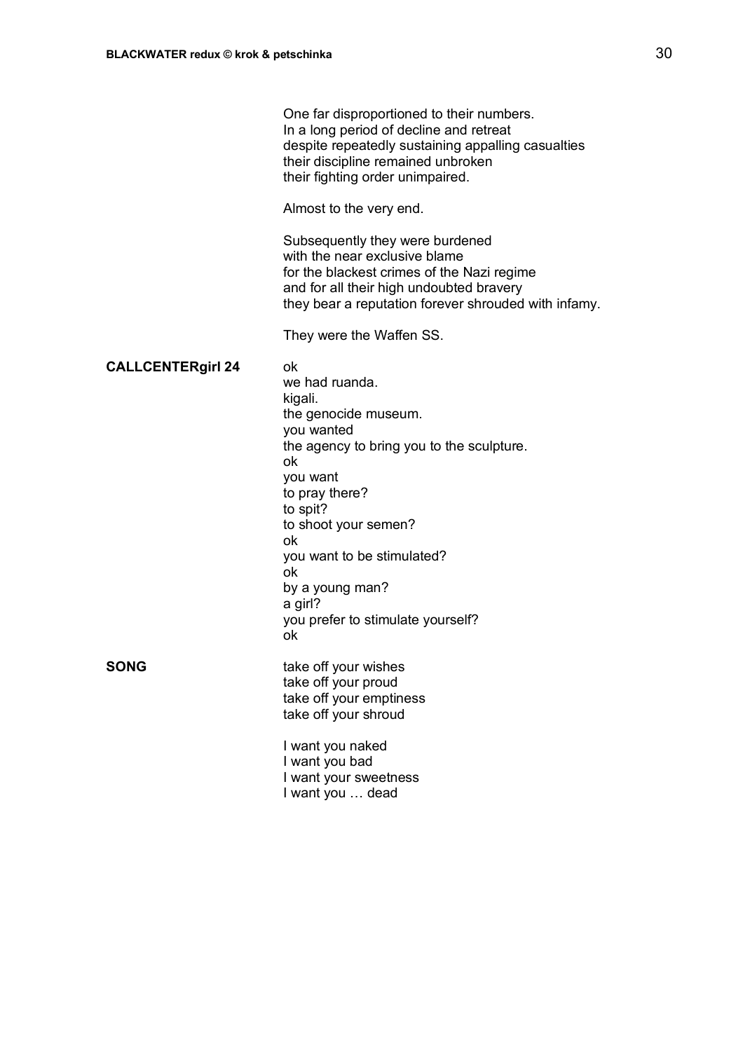One far disproportioned to their numbers.
In a long period of decline and retreat
despite repeatedly sustaining appalling casualties
their discipline remained unbroken
their fighting order unimpaired.

Almost to the very end.

Subsequently they were burdened
with the near exclusive blame
for the blackest crimes of the Nazi regime
and for all their high undoubted bravery
they bear a reputation forever shrouded with infamy.

They were the Waffen SS.

**CALLCENTERgirl 24**

ok
we had ruanda.
kigali.
the genocide museum.
you wanted
the agency to bring you to the sculpture.
ok
you want
to pray there?
to spit?
to shoot your semen?
ok
you want to be stimulated?
ok
by a young man?
a girl?
you prefer to stimulate yourself?
ok

**SONG**

take off your wishes
take off your proud
take off your emptiness
take off your shroud

I want you naked
I want you bad
I want your sweetness
I want you … dead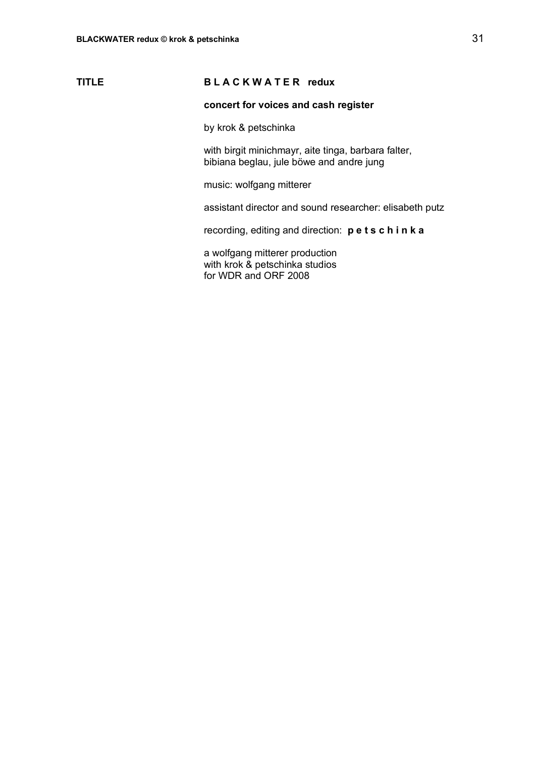**TITLE** **B L A C K W A T E R redux**

**concert for voices and cash register**

by krok & petschinka

with birgit minichmayr, aite tinga, barbara falter,
bibiana beglau, jule böwe and andre jung

music: wolfgang mitterer

assistant director and sound researcher: elisabeth putz

recording, editing and direction: **p e t s c h i n k a**

a wolfgang mitterer production
with krok & petschinka studios
for WDR and ORF 2008